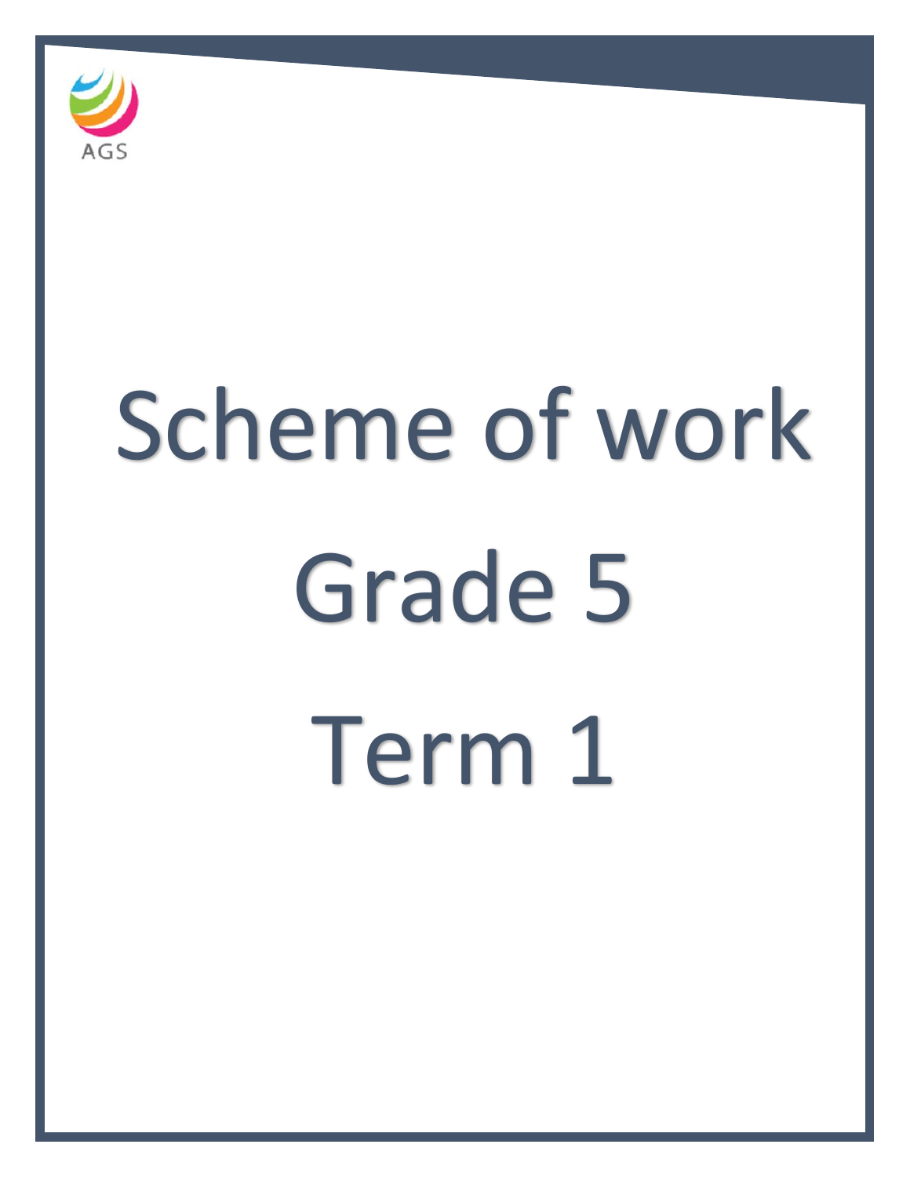AGS

# Scheme of work

# Grade 5

# Term 1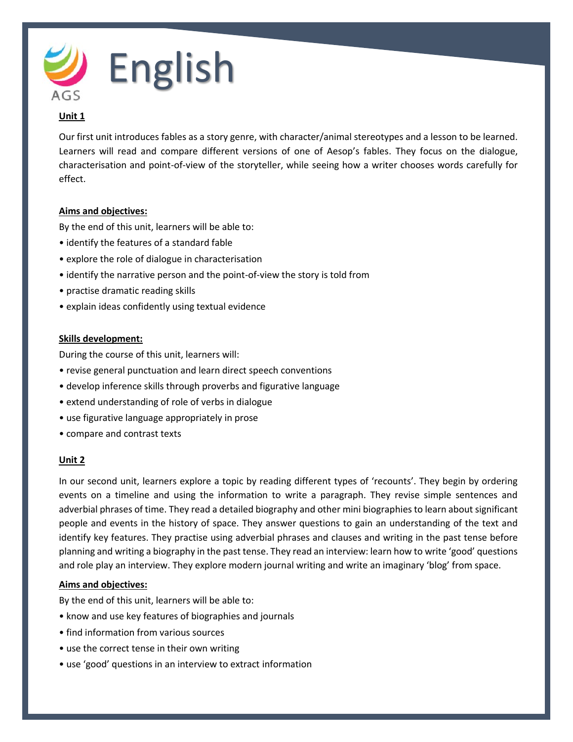# English

**Unit 1**

Our first unit introduces fables as a story genre, with character/animal stereotypes and a lesson to be learned. Learners will read and compare different versions of one of Aesop's fables. They focus on the dialogue, characterisation and point-of-view of the storyteller, while seeing how a writer chooses words carefully for effect.

**Aims and objectives:**

By the end of this unit, learners will be able to:

- identify the features of a standard fable
- explore the role of dialogue in characterisation
- identify the narrative person and the point-of-view the story is told from
- practise dramatic reading skills
- explain ideas confidently using textual evidence

**Skills development:**

During the course of this unit, learners will:

- revise general punctuation and learn direct speech conventions
- develop inference skills through proverbs and figurative language
- extend understanding of role of verbs in dialogue
- use figurative language appropriately in prose
- compare and contrast texts

**Unit 2**

In our second unit, learners explore a topic by reading different types of 'recounts'. They begin by ordering events on a timeline and using the information to write a paragraph. They revise simple sentences and adverbial phrases of time. They read a detailed biography and other mini biographies to learn about significant people and events in the history of space. They answer questions to gain an understanding of the text and identify key features. They practise using adverbial phrases and clauses and writing in the past tense before planning and writing a biography in the past tense. They read an interview: learn how to write 'good' questions and role play an interview. They explore modern journal writing and write an imaginary 'blog' from space.

**Aims and objectives:**

By the end of this unit, learners will be able to:

- know and use key features of biographies and journals
- find information from various sources
- use the correct tense in their own writing
- use 'good' questions in an interview to extract information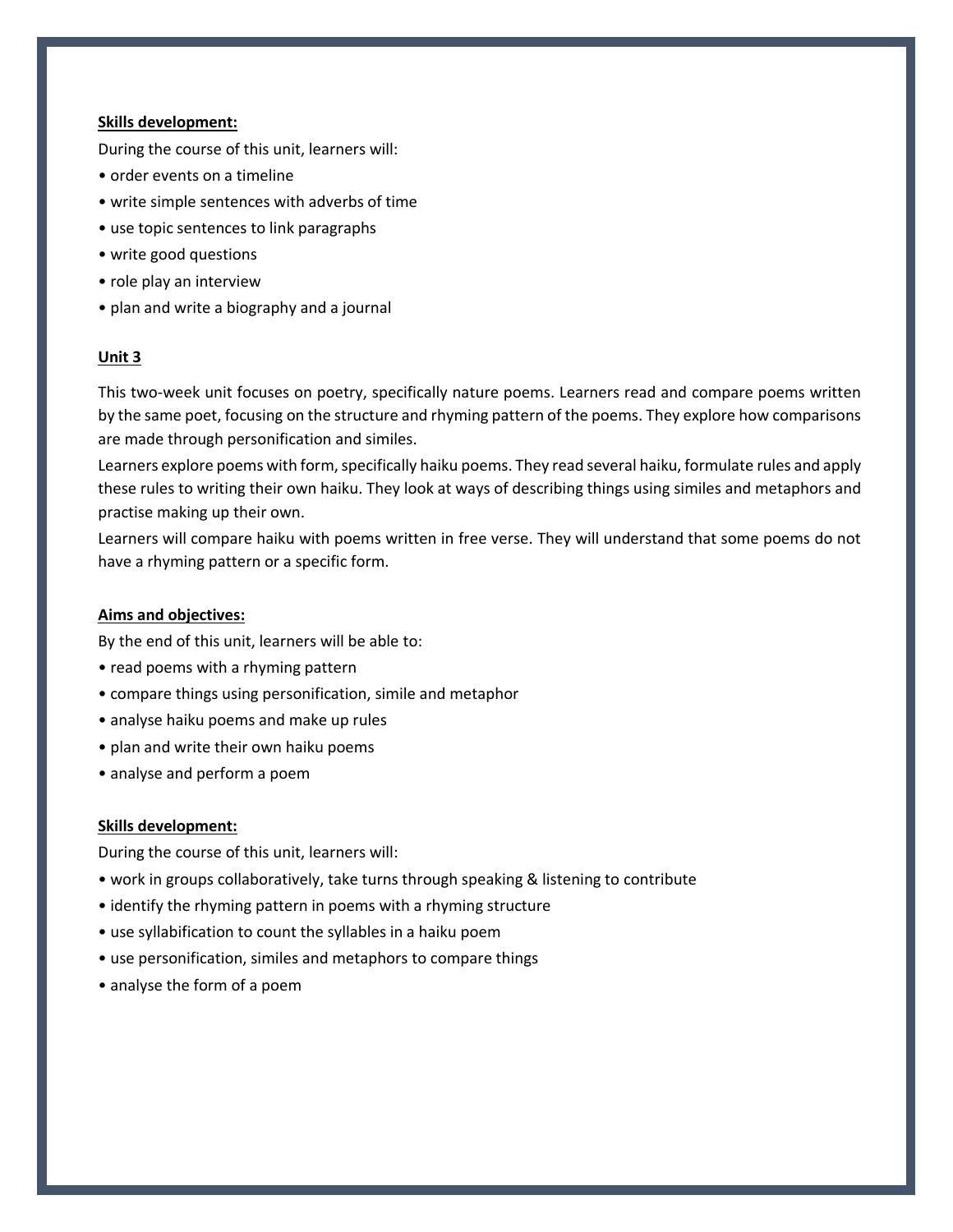**Skills development:**

During the course of this unit, learners will:

- order events on a timeline
- write simple sentences with adverbs of time
- use topic sentences to link paragraphs
- write good questions
- role play an interview
- plan and write a biography and a journal

**Unit 3**

This two-week unit focuses on poetry, specifically nature poems. Learners read and compare poems written by the same poet, focusing on the structure and rhyming pattern of the poems. They explore how comparisons are made through personification and similes.

Learners explore poems with form, specifically haiku poems. They read several haiku, formulate rules and apply these rules to writing their own haiku. They look at ways of describing things using similes and metaphors and practise making up their own.

Learners will compare haiku with poems written in free verse. They will understand that some poems do not have a rhyming pattern or a specific form.

**Aims and objectives:**

By the end of this unit, learners will be able to:

- read poems with a rhyming pattern
- compare things using personification, simile and metaphor
- analyse haiku poems and make up rules
- plan and write their own haiku poems
- analyse and perform a poem

**Skills development:**

During the course of this unit, learners will:

- work in groups collaboratively, take turns through speaking & listening to contribute
- identify the rhyming pattern in poems with a rhyming structure
- use syllabification to count the syllables in a haiku poem
- use personification, similes and metaphors to compare things
- analyse the form of a poem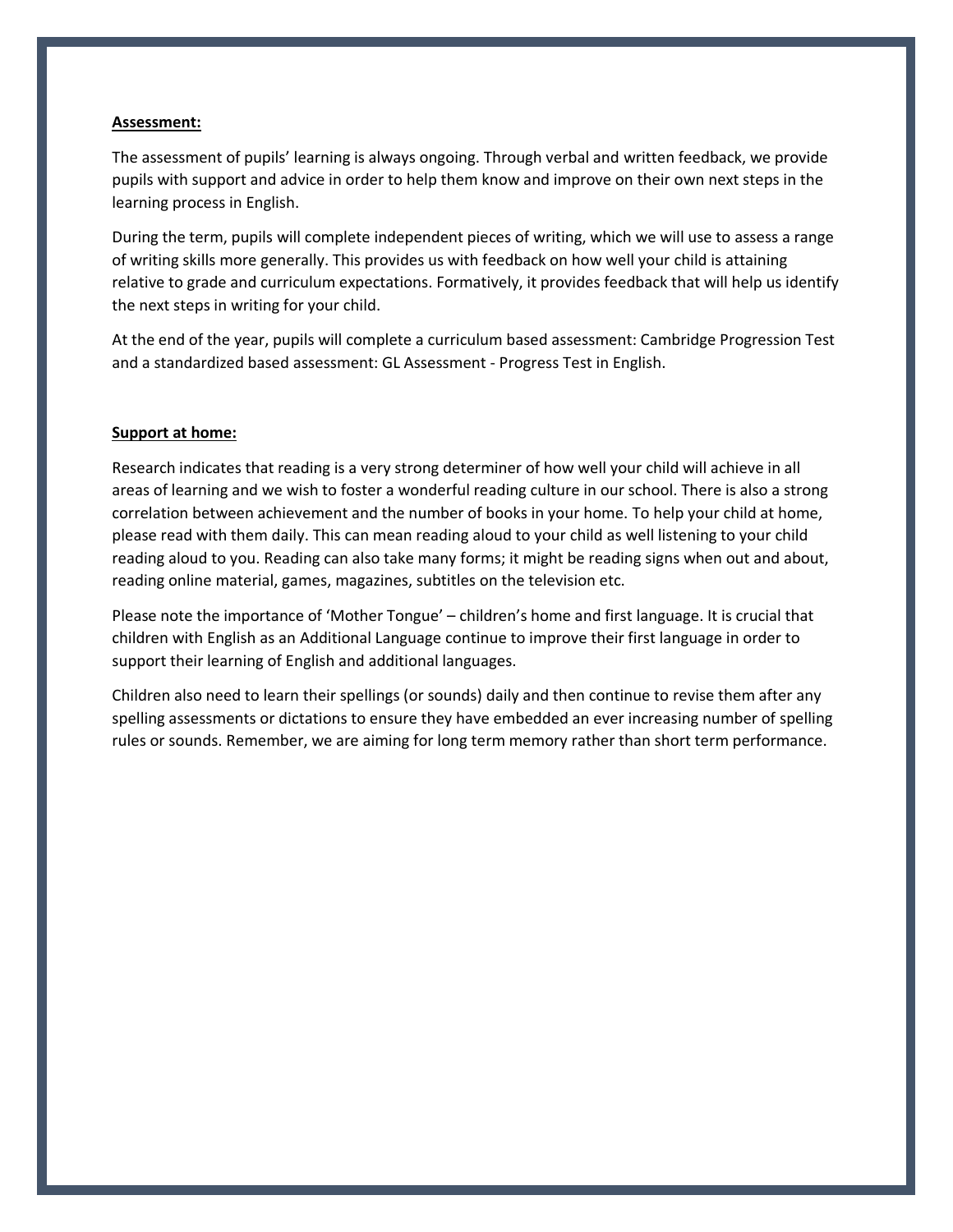**Assessment:**

The assessment of pupils' learning is always ongoing. Through verbal and written feedback, we provide pupils with support and advice in order to help them know and improve on their own next steps in the learning process in English.

During the term, pupils will complete independent pieces of writing, which we will use to assess a range of writing skills more generally. This provides us with feedback on how well your child is attaining relative to grade and curriculum expectations. Formatively, it provides feedback that will help us identify the next steps in writing for your child.

At the end of the year, pupils will complete a curriculum based assessment: Cambridge Progression Test and a standardized based assessment: GL Assessment - Progress Test in English.

**Support at home:**

Research indicates that reading is a very strong determiner of how well your child will achieve in all areas of learning and we wish to foster a wonderful reading culture in our school. There is also a strong correlation between achievement and the number of books in your home. To help your child at home, please read with them daily. This can mean reading aloud to your child as well listening to your child reading aloud to you. Reading can also take many forms; it might be reading signs when out and about, reading online material, games, magazines, subtitles on the television etc.

Please note the importance of 'Mother Tongue' – children's home and first language. It is crucial that children with English as an Additional Language continue to improve their first language in order to support their learning of English and additional languages.

Children also need to learn their spellings (or sounds) daily and then continue to revise them after any spelling assessments or dictations to ensure they have embedded an ever increasing number of spelling rules or sounds. Remember, we are aiming for long term memory rather than short term performance.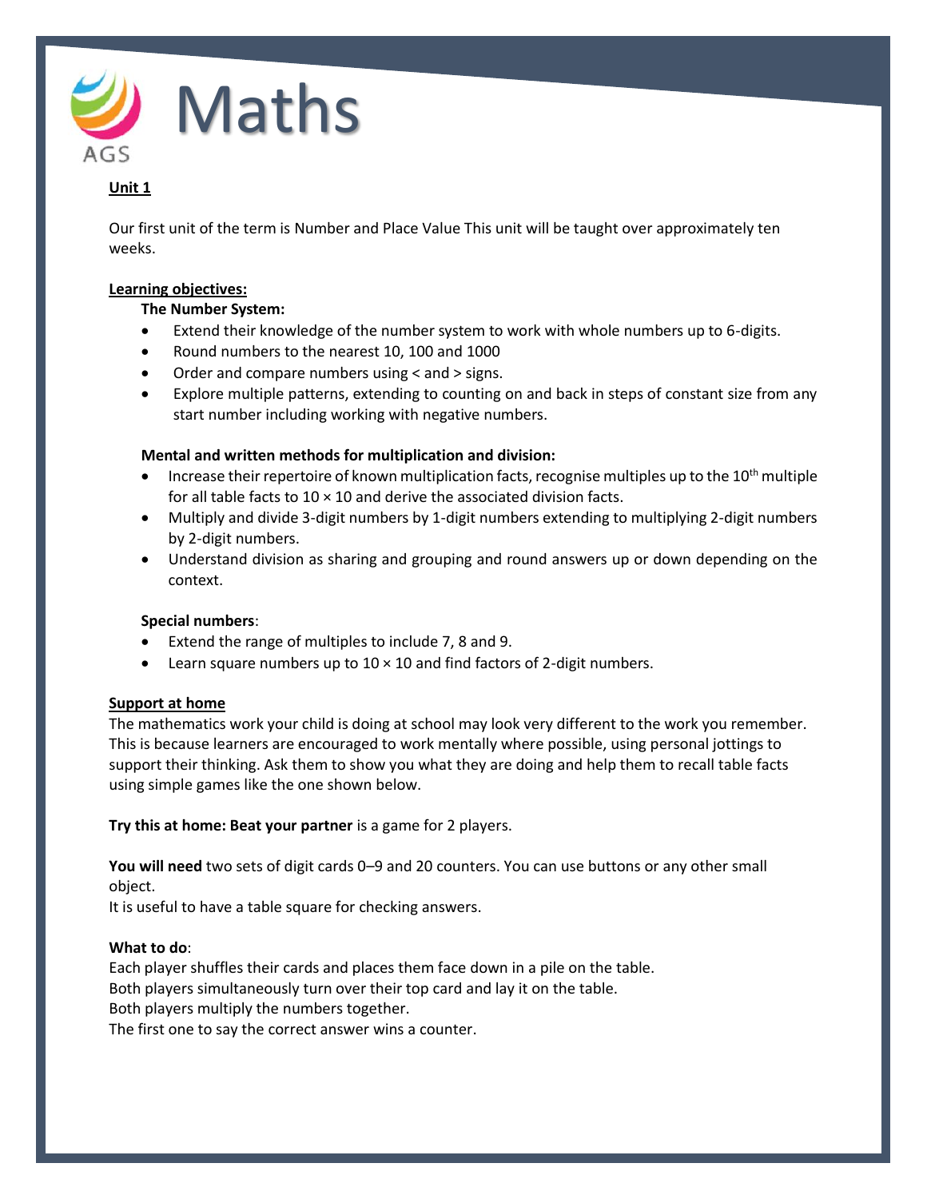# Maths

AGS

**Unit 1**

Our first unit of the term is Number and Place Value This unit will be taught over approximately ten weeks.

**Learning objectives:**

**The Number System:**

- Extend their knowledge of the number system to work with whole numbers up to 6-digits.
- Round numbers to the nearest 10, 100 and 1000
- Order and compare numbers using < and > signs.
- Explore multiple patterns, extending to counting on and back in steps of constant size from any start number including working with negative numbers.

**Mental and written methods for multiplication and division:**

- Increase their repertoire of known multiplication facts, recognise multiples up to the $10^{th}$ multiple for all table facts to 10 × 10 and derive the associated division facts.
- Multiply and divide 3-digit numbers by 1-digit numbers extending to multiplying 2-digit numbers by 2-digit numbers.
- Understand division as sharing and grouping and round answers up or down depending on the context.

**Special numbers**:

- Extend the range of multiples to include 7, 8 and 9.
- Learn square numbers up to 10 × 10 and find factors of 2-digit numbers.

**Support at home**

The mathematics work your child is doing at school may look very different to the work you remember. This is because learners are encouraged to work mentally where possible, using personal jottings to support their thinking. Ask them to show you what they are doing and help them to recall table facts using simple games like the one shown below.

**Try this at home: Beat your partner** is a game for 2 players.

**You will need** two sets of digit cards 0–9 and 20 counters. You can use buttons or any other small object.
It is useful to have a table square for checking answers.

**What to do**:
Each player shuffles their cards and places them face down in a pile on the table.
Both players simultaneously turn over their top card and lay it on the table.
Both players multiply the numbers together.
The first one to say the correct answer wins a counter.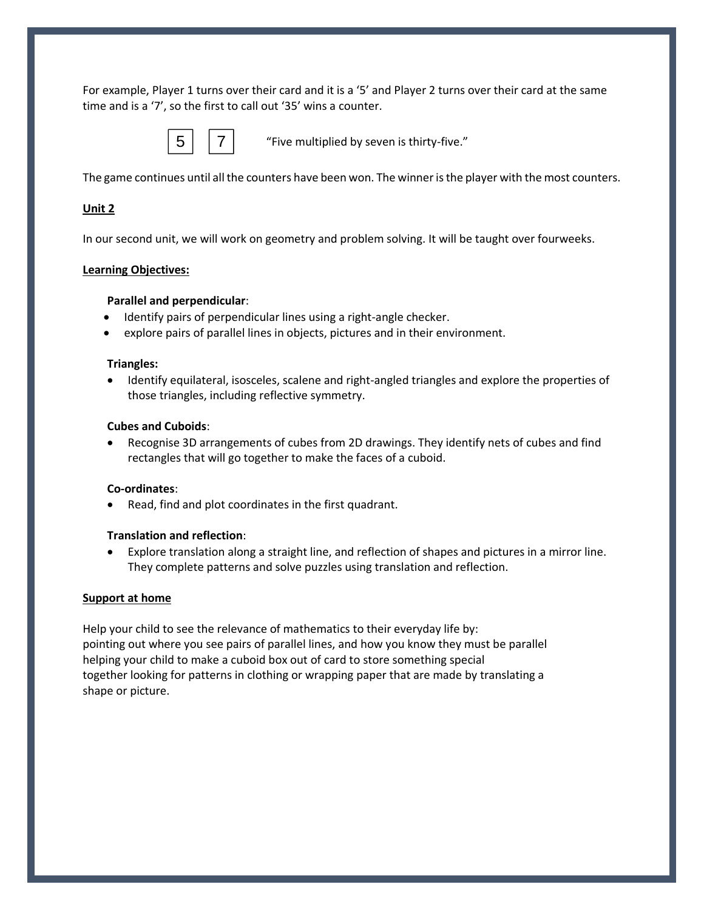For example, Player 1 turns over their card and it is a '5' and Player 2 turns over their card at the same time and is a '7', so the first to call out '35' wins a counter.

| 5 | 7 |
|---|---|

"Five multiplied by seven is thirty-five."

The game continues until all the counters have been won. The winner is the player with the most counters.

**<u>Unit 2</u>**

In our second unit, we will work on geometry and problem solving. It will be taught over fourweeks.

**<u>Learning Objectives:</u>**

**Parallel and perpendicular**:

- Identify pairs of perpendicular lines using a right-angle checker.
- explore pairs of parallel lines in objects, pictures and in their environment.

**Triangles:**

- Identify equilateral, isosceles, scalene and right-angled triangles and explore the properties of those triangles, including reflective symmetry.

**Cubes and Cuboids**:

- Recognise 3D arrangements of cubes from 2D drawings. They identify nets of cubes and find rectangles that will go together to make the faces of a cuboid.

**Co-ordinates**:

- Read, find and plot coordinates in the first quadrant.

**Translation and reflection**:

- Explore translation along a straight line, and reflection of shapes and pictures in a mirror line. They complete patterns and solve puzzles using translation and reflection.

**<u>Support at home</u>**

Help your child to see the relevance of mathematics to their everyday life by:
pointing out where you see pairs of parallel lines, and how you know they must be parallel
helping your child to make a cuboid box out of card to store something special
together looking for patterns in clothing or wrapping paper that are made by translating a shape or picture.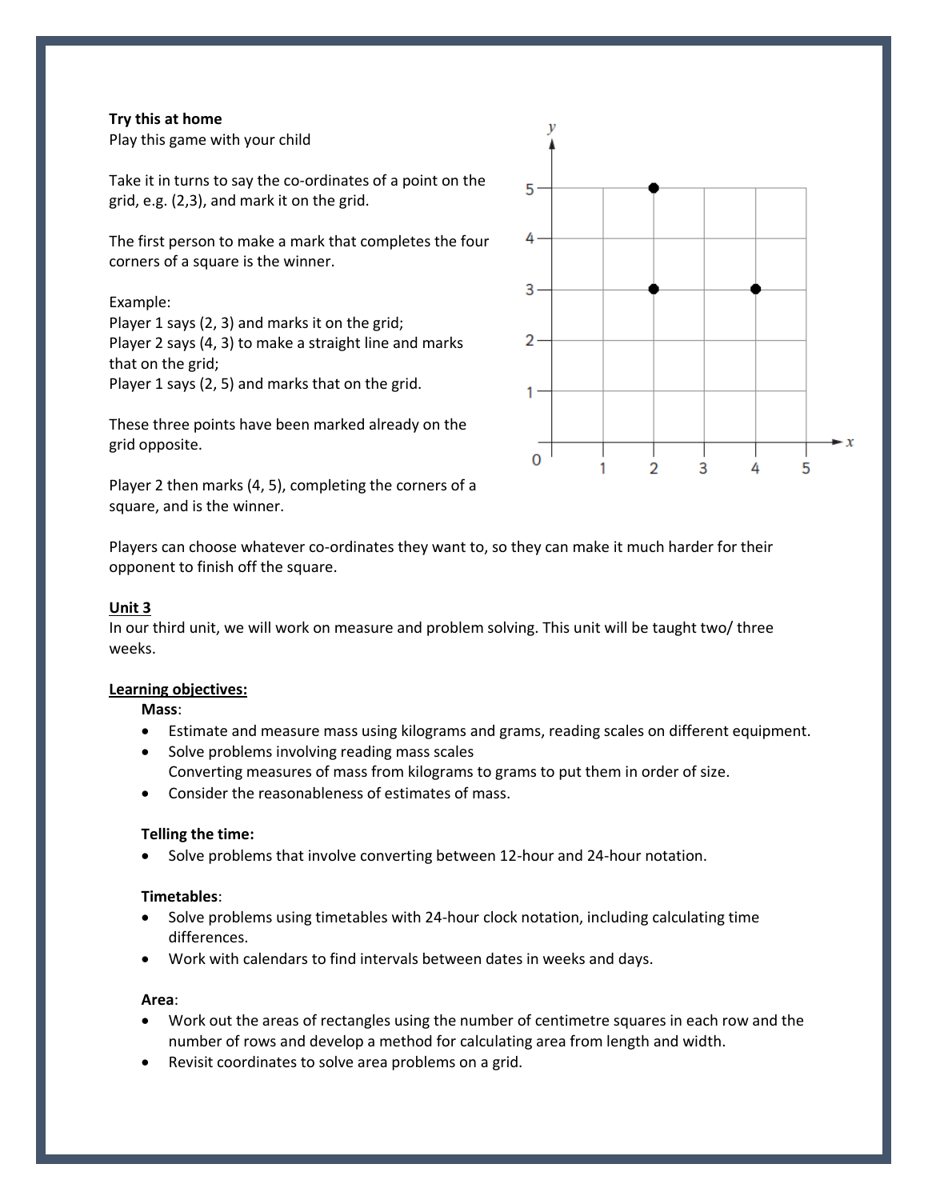**Try this at home**

Play this game with your child

Take it in turns to say the co-ordinates of a point on the grid, e.g. (2,3), and mark it on the grid.

The first person to make a mark that completes the four corners of a square is the winner.

Example:
Player 1 says (2, 3) and marks it on the grid;
Player 2 says (4, 3) to make a straight line and marks that on the grid;
Player 1 says (2, 5) and marks that on the grid.

These three points have been marked already on the grid opposite.

Player 2 then marks (4, 5), completing the corners of a square, and is the winner.

Players can choose whatever co-ordinates they want to, so they can make it much harder for their opponent to finish off the square.

## Unit 3

In our third unit, we will work on measure and problem solving. This unit will be taught two/ three weeks.

**Learning objectives:**

**Mass**:

- Estimate and measure mass using kilograms and grams, reading scales on different equipment.
- Solve problems involving reading mass scales
  Converting measures of mass from kilograms to grams to put them in order of size.
- Consider the reasonableness of estimates of mass.

**Telling the time:**

- Solve problems that involve converting between 12-hour and 24-hour notation.

**Timetables**:

- Solve problems using timetables with 24-hour clock notation, including calculating time differences.
- Work with calendars to find intervals between dates in weeks and days.

**Area**:

- Work out the areas of rectangles using the number of centimetre squares in each row and the number of rows and develop a method for calculating area from length and width.
- Revisit coordinates to solve area problems on a grid.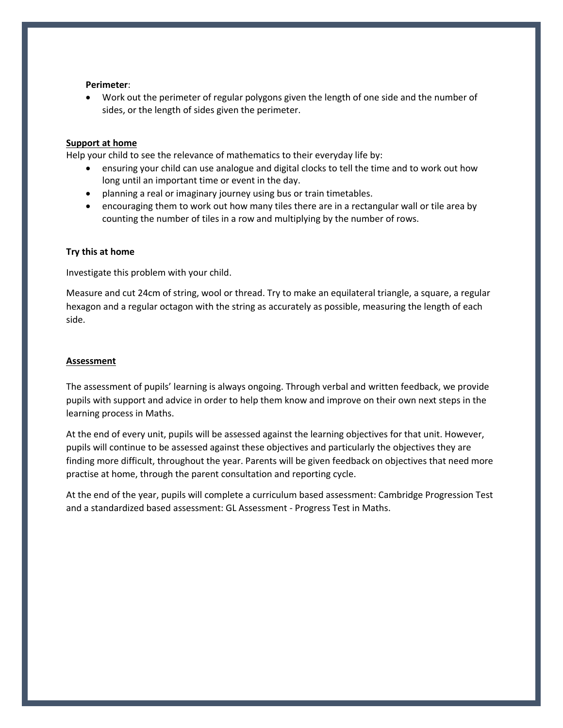**Perimeter**:

- Work out the perimeter of regular polygons given the length of one side and the number of sides, or the length of sides given the perimeter.

**Support at home**

Help your child to see the relevance of mathematics to their everyday life by:

- ensuring your child can use analogue and digital clocks to tell the time and to work out how long until an important time or event in the day.
- planning a real or imaginary journey using bus or train timetables.
- encouraging them to work out how many tiles there are in a rectangular wall or tile area by counting the number of tiles in a row and multiplying by the number of rows.

**Try this at home**

Investigate this problem with your child.

Measure and cut 24cm of string, wool or thread. Try to make an equilateral triangle, a square, a regular hexagon and a regular octagon with the string as accurately as possible, measuring the length of each side.

**Assessment**

The assessment of pupils' learning is always ongoing. Through verbal and written feedback, we provide pupils with support and advice in order to help them know and improve on their own next steps in the learning process in Maths.

At the end of every unit, pupils will be assessed against the learning objectives for that unit. However, pupils will continue to be assessed against these objectives and particularly the objectives they are finding more difficult, throughout the year. Parents will be given feedback on objectives that need more practise at home, through the parent consultation and reporting cycle.

At the end of the year, pupils will complete a curriculum based assessment: Cambridge Progression Test and a standardized based assessment: GL Assessment - Progress Test in Maths.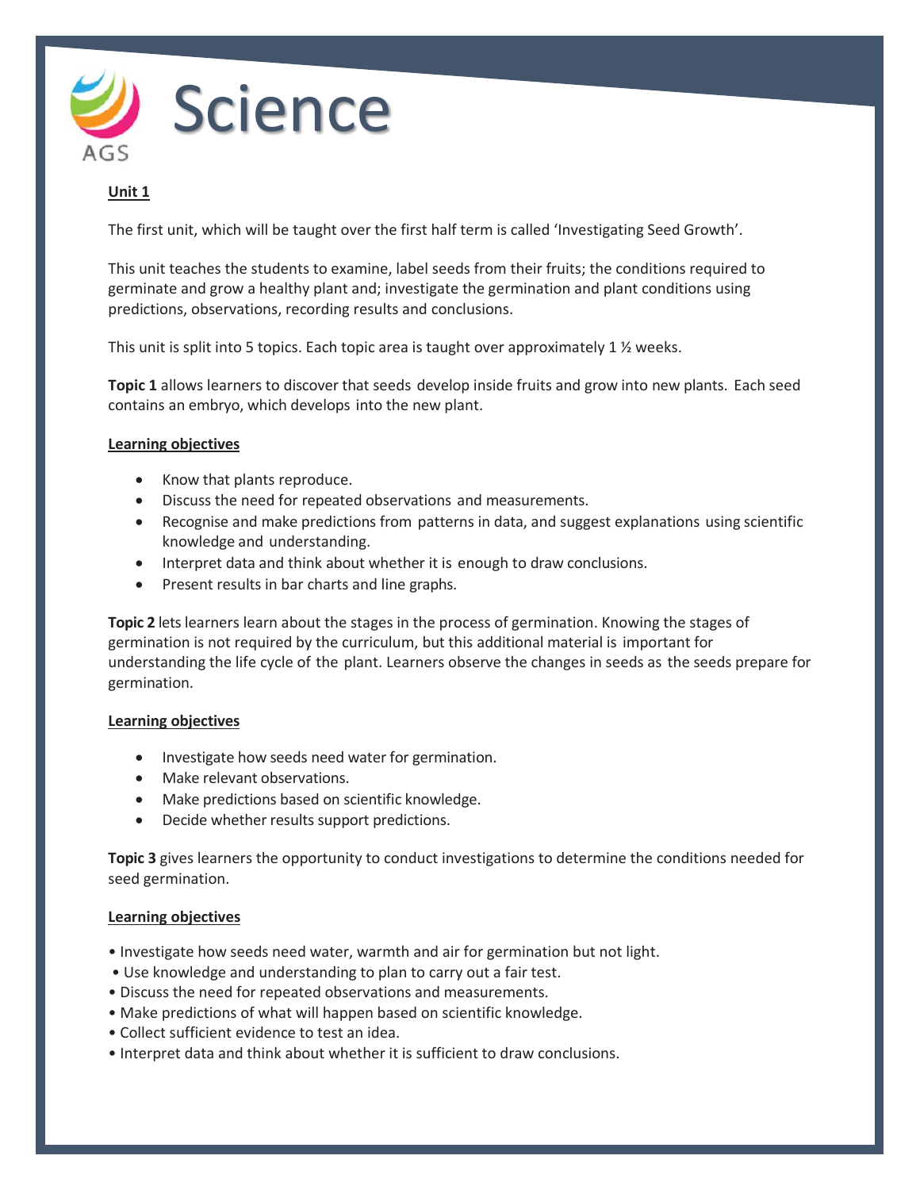# Science

AGS

**Unit 1**

The first unit, which will be taught over the first half term is called 'Investigating Seed Growth'.

This unit teaches the students to examine, label seeds from their fruits; the conditions required to germinate and grow a healthy plant and; investigate the germination and plant conditions using predictions, observations, recording results and conclusions.

This unit is split into 5 topics. Each topic area is taught over approximately 1 ½ weeks.

**Topic 1** allows learners to discover that seeds develop inside fruits and grow into new plants. Each seed contains an embryo, which develops into the new plant.

**Learning objectives**

- Know that plants reproduce.
- Discuss the need for repeated observations and measurements.
- Recognise and make predictions from patterns in data, and suggest explanations using scientific knowledge and understanding.
- Interpret data and think about whether it is enough to draw conclusions.
- Present results in bar charts and line graphs.

**Topic 2** lets learners learn about the stages in the process of germination. Knowing the stages of germination is not required by the curriculum, but this additional material is important for understanding the life cycle of the plant. Learners observe the changes in seeds as the seeds prepare for germination.

**Learning objectives**

- Investigate how seeds need water for germination.
- Make relevant observations.
- Make predictions based on scientific knowledge.
- Decide whether results support predictions.

**Topic 3** gives learners the opportunity to conduct investigations to determine the conditions needed for seed germination.

**Learning objectives**

- Investigate how seeds need water, warmth and air for germination but not light.
- Use knowledge and understanding to plan to carry out a fair test.
- Discuss the need for repeated observations and measurements.
- Make predictions of what will happen based on scientific knowledge.
- Collect sufficient evidence to test an idea.
- Interpret data and think about whether it is sufficient to draw conclusions.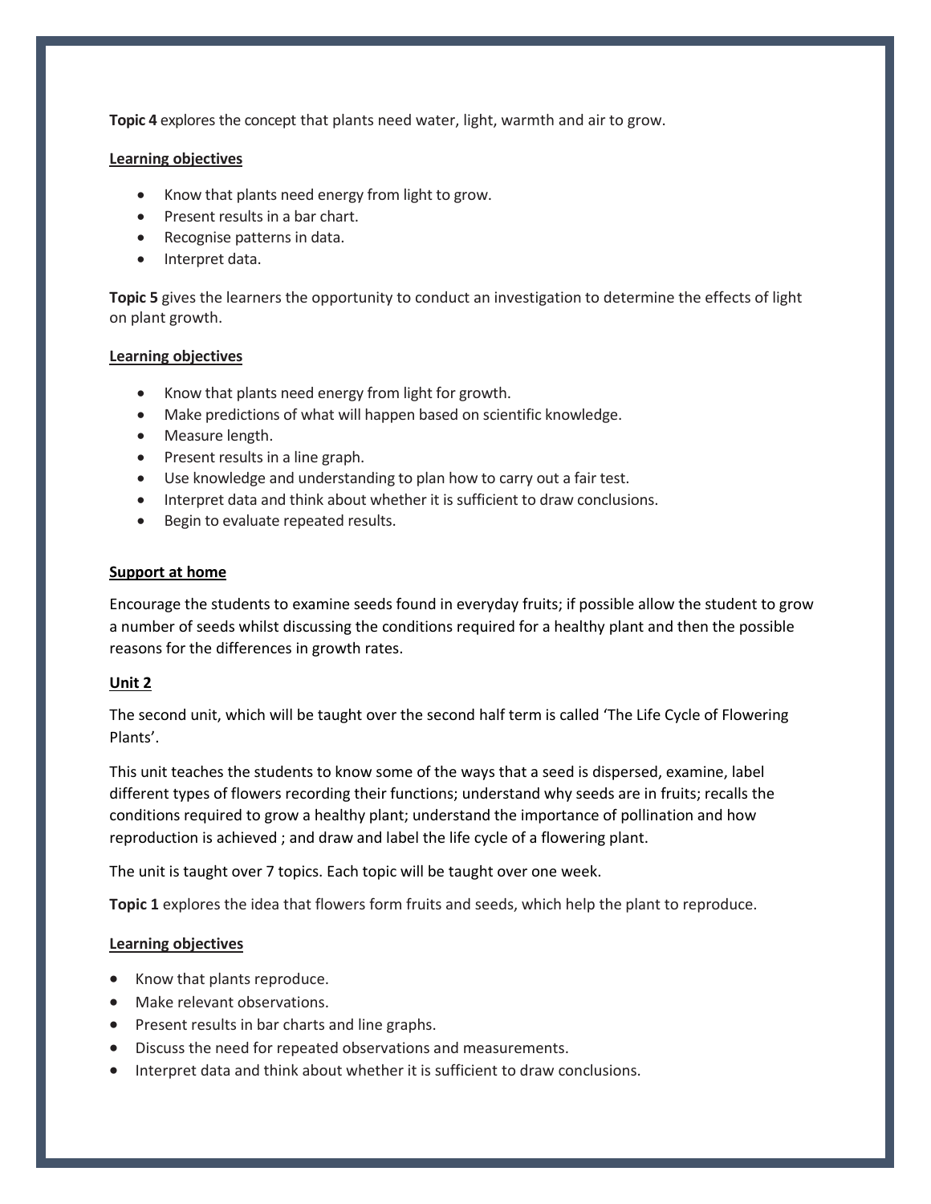**Topic 4** explores the concept that plants need water, light, warmth and air to grow.

**Learning objectives**

- Know that plants need energy from light to grow.
- Present results in a bar chart.
- Recognise patterns in data.
- Interpret data.

**Topic 5** gives the learners the opportunity to conduct an investigation to determine the effects of light on plant growth.

**Learning objectives**

- Know that plants need energy from light for growth.
- Make predictions of what will happen based on scientific knowledge.
- Measure length.
- Present results in a line graph.
- Use knowledge and understanding to plan how to carry out a fair test.
- Interpret data and think about whether it is sufficient to draw conclusions.
- Begin to evaluate repeated results.

**Support at home**

Encourage the students to examine seeds found in everyday fruits; if possible allow the student to grow a number of seeds whilst discussing the conditions required for a healthy plant and then the possible reasons for the differences in growth rates.

**Unit 2**

The second unit, which will be taught over the second half term is called 'The Life Cycle of Flowering Plants'.

This unit teaches the students to know some of the ways that a seed is dispersed, examine, label different types of flowers recording their functions; understand why seeds are in fruits; recalls the conditions required to grow a healthy plant; understand the importance of pollination and how reproduction is achieved ; and draw and label the life cycle of a flowering plant.

The unit is taught over 7 topics. Each topic will be taught over one week.

**Topic 1** explores the idea that flowers form fruits and seeds, which help the plant to reproduce.

**Learning objectives**

- Know that plants reproduce.
- Make relevant observations.
- Present results in bar charts and line graphs.
- Discuss the need for repeated observations and measurements.
- Interpret data and think about whether it is sufficient to draw conclusions.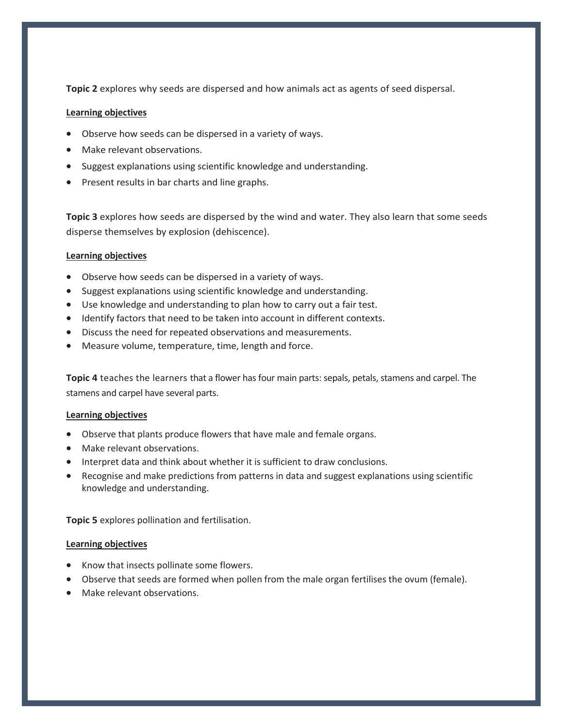**Topic 2** explores why seeds are dispersed and how animals act as agents of seed dispersal.

**Learning objectives**

- Observe how seeds can be dispersed in a variety of ways.
- Make relevant observations.
- Suggest explanations using scientific knowledge and understanding.
- Present results in bar charts and line graphs.

**Topic 3** explores how seeds are dispersed by the wind and water. They also learn that some seeds disperse themselves by explosion (dehiscence).

**Learning objectives**

- Observe how seeds can be dispersed in a variety of ways.
- Suggest explanations using scientific knowledge and understanding.
- Use knowledge and understanding to plan how to carry out a fair test.
- Identify factors that need to be taken into account in different contexts.
- Discuss the need for repeated observations and measurements.
- Measure volume, temperature, time, length and force.

**Topic 4** teaches the learners that a flower has four main parts: sepals, petals, stamens and carpel. The stamens and carpel have several parts.

**Learning objectives**

- Observe that plants produce flowers that have male and female organs.
- Make relevant observations.
- Interpret data and think about whether it is sufficient to draw conclusions.
- Recognise and make predictions from patterns in data and suggest explanations using scientific knowledge and understanding.

**Topic 5** explores pollination and fertilisation.

**Learning objectives**

- Know that insects pollinate some flowers.
- Observe that seeds are formed when pollen from the male organ fertilises the ovum (female).
- Make relevant observations.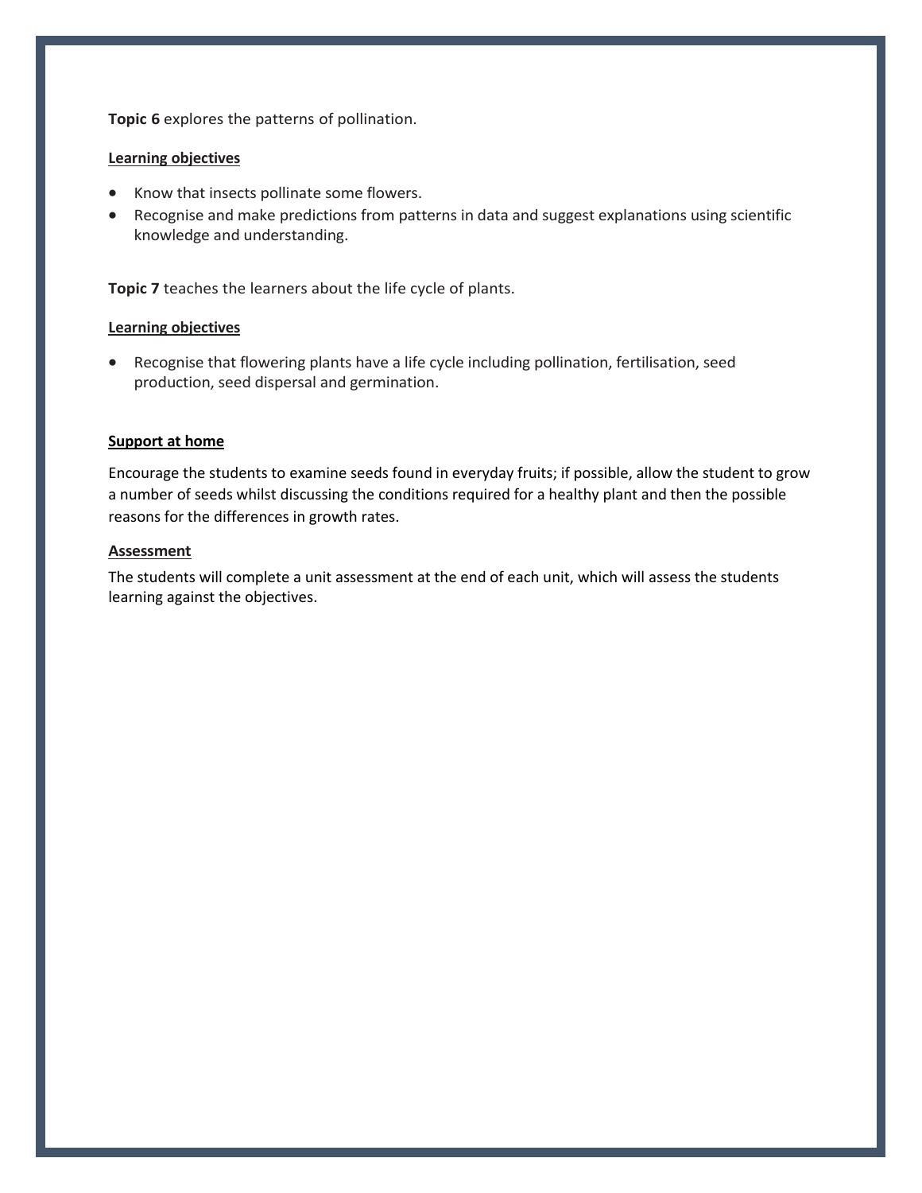**Topic 6** explores the patterns of pollination.

**Learning objectives**

- Know that insects pollinate some flowers.
- Recognise and make predictions from patterns in data and suggest explanations using scientific knowledge and understanding.

**Topic 7** teaches the learners about the life cycle of plants.

**Learning objectives**

- Recognise that flowering plants have a life cycle including pollination, fertilisation, seed production, seed dispersal and germination.

**Support at home**

Encourage the students to examine seeds found in everyday fruits; if possible, allow the student to grow a number of seeds whilst discussing the conditions required for a healthy plant and then the possible reasons for the differences in growth rates.

**Assessment**

The students will complete a unit assessment at the end of each unit, which will assess the students learning against the objectives.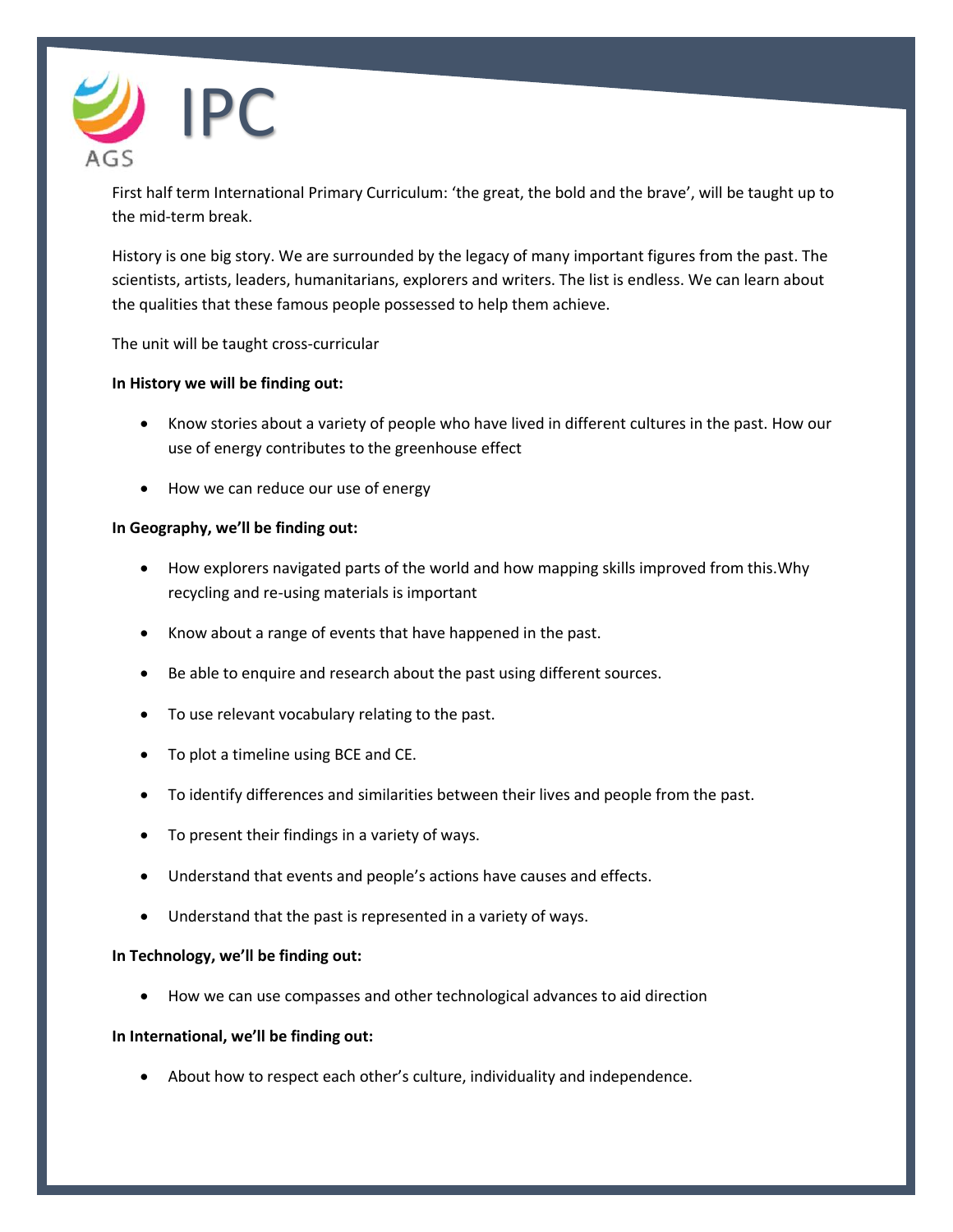AGS

# IPC

First half term International Primary Curriculum: 'the great, the bold and the brave', will be taught up to the mid-term break.

History is one big story. We are surrounded by the legacy of many important figures from the past. The scientists, artists, leaders, humanitarians, explorers and writers. The list is endless. We can learn about the qualities that these famous people possessed to help them achieve.

The unit will be taught cross-curricular

**In History we will be finding out:**

- Know stories about a variety of people who have lived in different cultures in the past. How our use of energy contributes to the greenhouse effect
- How we can reduce our use of energy

**In Geography, we'll be finding out:**

- How explorers navigated parts of the world and how mapping skills improved from this.Why recycling and re-using materials is important
- Know about a range of events that have happened in the past.
- Be able to enquire and research about the past using different sources.
- To use relevant vocabulary relating to the past.
- To plot a timeline using BCE and CE.
- To identify differences and similarities between their lives and people from the past.
- To present their findings in a variety of ways.
- Understand that events and people's actions have causes and effects.
- Understand that the past is represented in a variety of ways.

**In Technology, we'll be finding out:**

- How we can use compasses and other technological advances to aid direction

**In International, we'll be finding out:**

- About how to respect each other's culture, individuality and independence.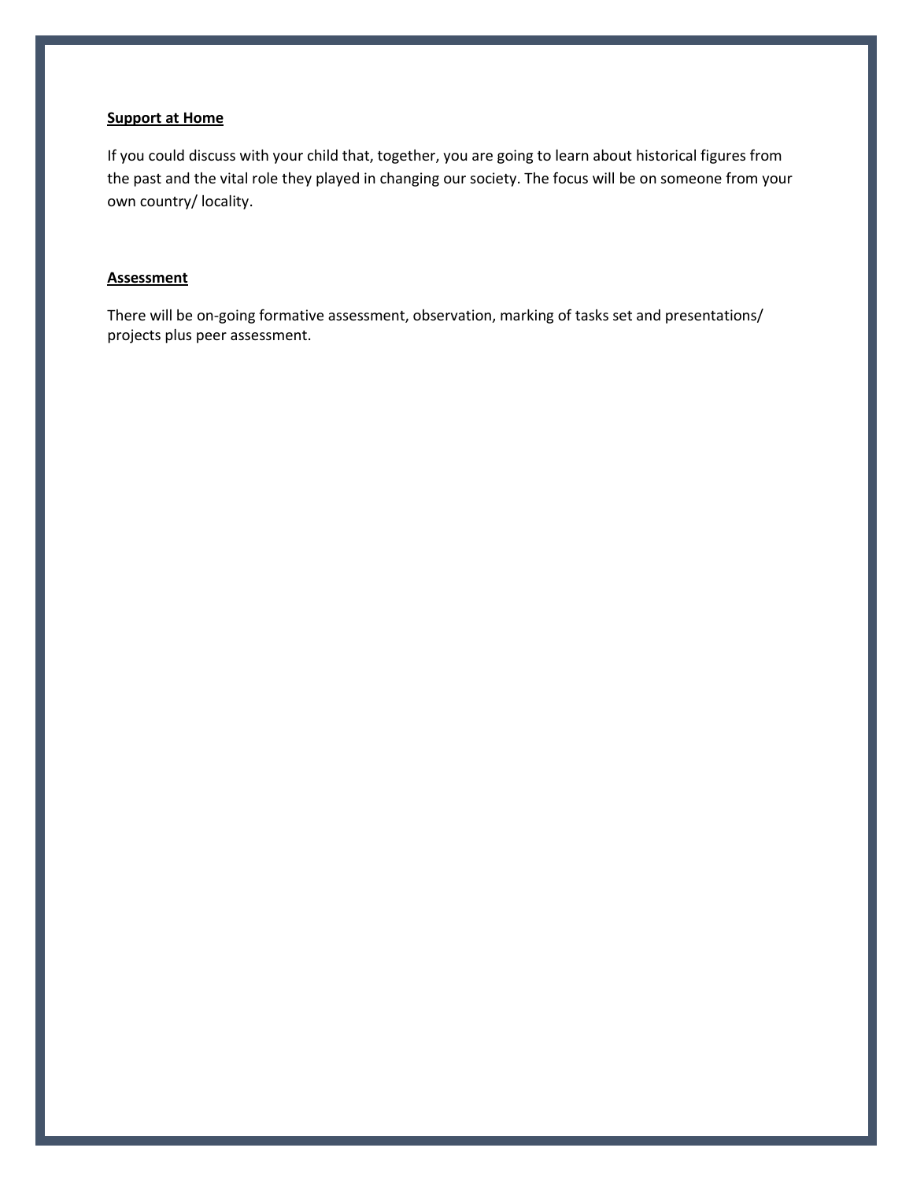**Support at Home**

If you could discuss with your child that, together, you are going to learn about historical figures from the past and the vital role they played in changing our society. The focus will be on someone from your own country/ locality.

**Assessment**

There will be on-going formative assessment, observation, marking of tasks set and presentations/ projects plus peer assessment.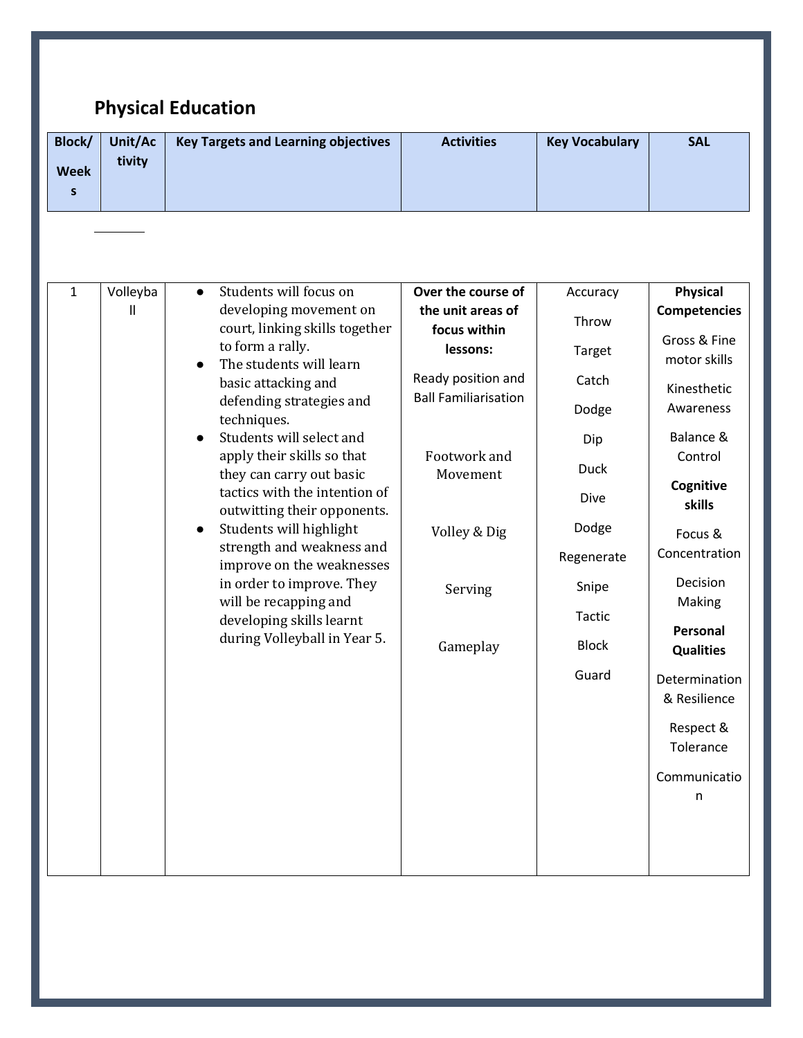## Physical Education

| Block/ Weeks | Unit/Activity | Key Targets and Learning objectives | Activities | Key Vocabulary | SAL |
|---|---|---|---|---|---|
| 1 | Volleyball | • Students will focus on developing movement on court, linking skills together to form a rally.<br>• The students will learn basic attacking and defending strategies and techniques.<br>• Students will select and apply their skills so that they can carry out basic tactics with the intention of outwitting their opponents.<br>• Students will highlight strength and weakness and improve on the weaknesses in order to improve. They will be recapping and developing skills learnt during Volleyball in Year 5. | **Over the course of the unit areas of focus within lessons:**<br>Ready position and Ball Familiarisation<br>Footwork and Movement<br>Volley & Dig<br>Serving<br>Gameplay | Accuracy<br>Throw<br>Target<br>Catch<br>Dodge<br>Dip<br>Duck<br>Dive<br>Dodge<br>Regenerate<br>Snipe<br>Tactic<br>Block<br>Guard | **Physical Competencies**<br>Gross & Fine motor skills<br>Kinesthetic Awareness<br>Balance & Control<br>**Cognitive skills**<br>Focus & Concentration<br>Decision Making<br>**Personal Qualities**<br>Determination & Resilience<br>Respect & Tolerance<br>Communication |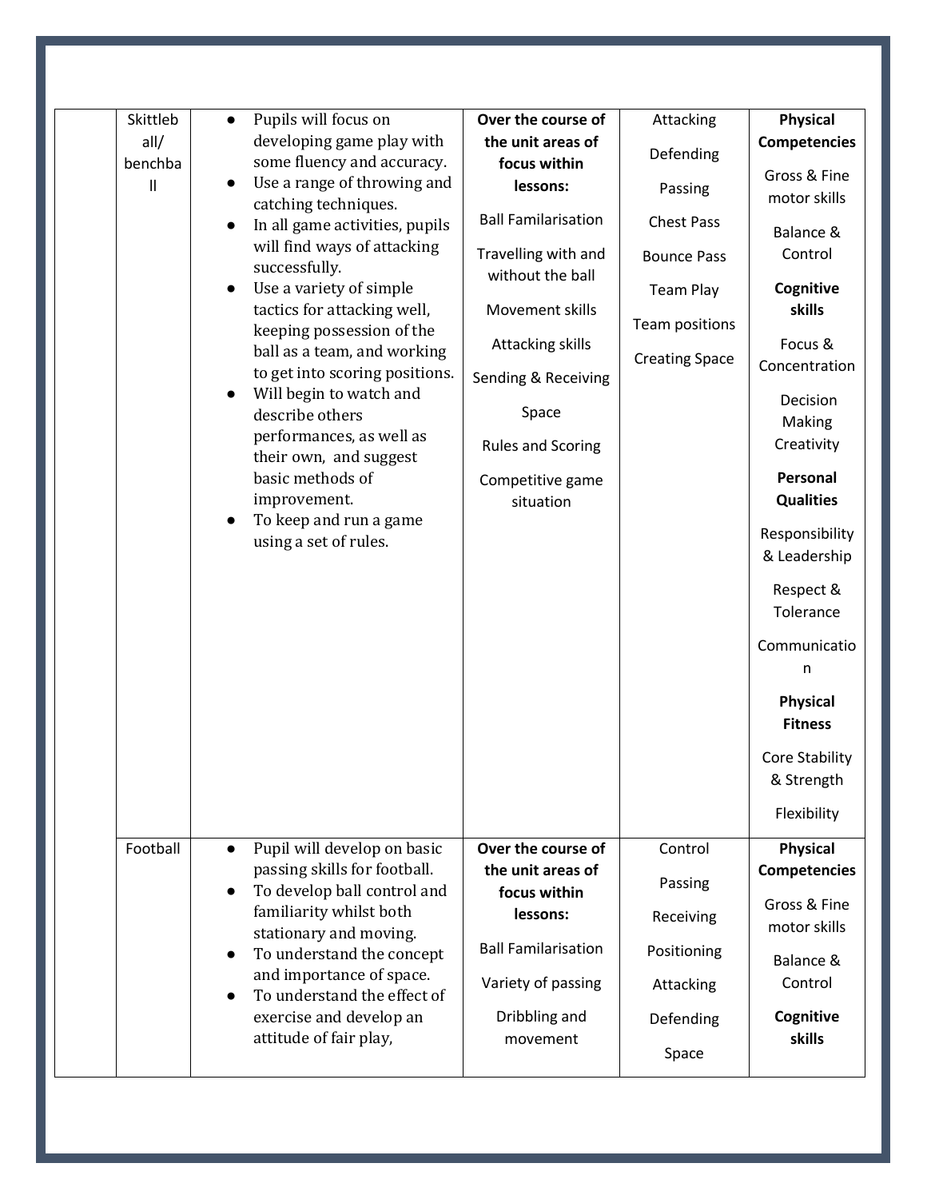| | | | | | |
|---|---|---|---|---|---|
| | Skittleball/ benchball | <ul><li>Pupils will focus on developing game play with some fluency and accuracy.</li><li>Use a range of throwing and catching techniques.</li><li>In all game activities, pupils will find ways of attacking successfully.</li><li>Use a variety of simple tactics for attacking well, keeping possession of the ball as a team, and working to get into scoring positions.</li><li>Will begin to watch and describe others performances, as well as their own, and suggest basic methods of improvement.</li><li>To keep and run a game using a set of rules.</li></ul> | **Over the course of the unit areas of focus within lessons:**<br><br>Ball Familarisation<br><br>Travelling with and without the ball<br><br>Movement skills<br><br>Attacking skills<br><br>Sending & Receiving<br><br>Space<br><br>Rules and Scoring<br><br>Competitive game situation | Attacking<br><br>Defending<br><br>Passing<br><br>Chest Pass<br><br>Bounce Pass<br><br>Team Play<br><br>Team positions<br><br>Creating Space | **Physical Competencies**<br><br>Gross & Fine motor skills<br><br>Balance & Control<br><br>**Cognitive skills**<br><br>Focus & Concentration<br><br>Decision Making Creativity<br><br>**Personal Qualities**<br><br>Responsibility & Leadership<br><br>Respect & Tolerance<br><br>Communication<br><br>**Physical Fitness**<br><br>Core Stability & Strength<br><br>Flexibility |
| | Football | <ul><li>Pupil will develop on basic passing skills for football.</li><li>To develop ball control and familiarity whilst both stationary and moving.</li><li>To understand the concept and importance of space.</li><li>To understand the effect of exercise and develop an attitude of fair play,</li></ul> | **Over the course of the unit areas of focus within lessons:**<br><br>Ball Familarisation<br><br>Variety of passing<br><br>Dribbling and movement | Control<br><br>Passing<br><br>Receiving<br><br>Positioning<br><br>Attacking<br><br>Defending<br><br>Space | **Physical Competencies**<br><br>Gross & Fine motor skills<br><br>Balance & Control<br><br>**Cognitive skills** |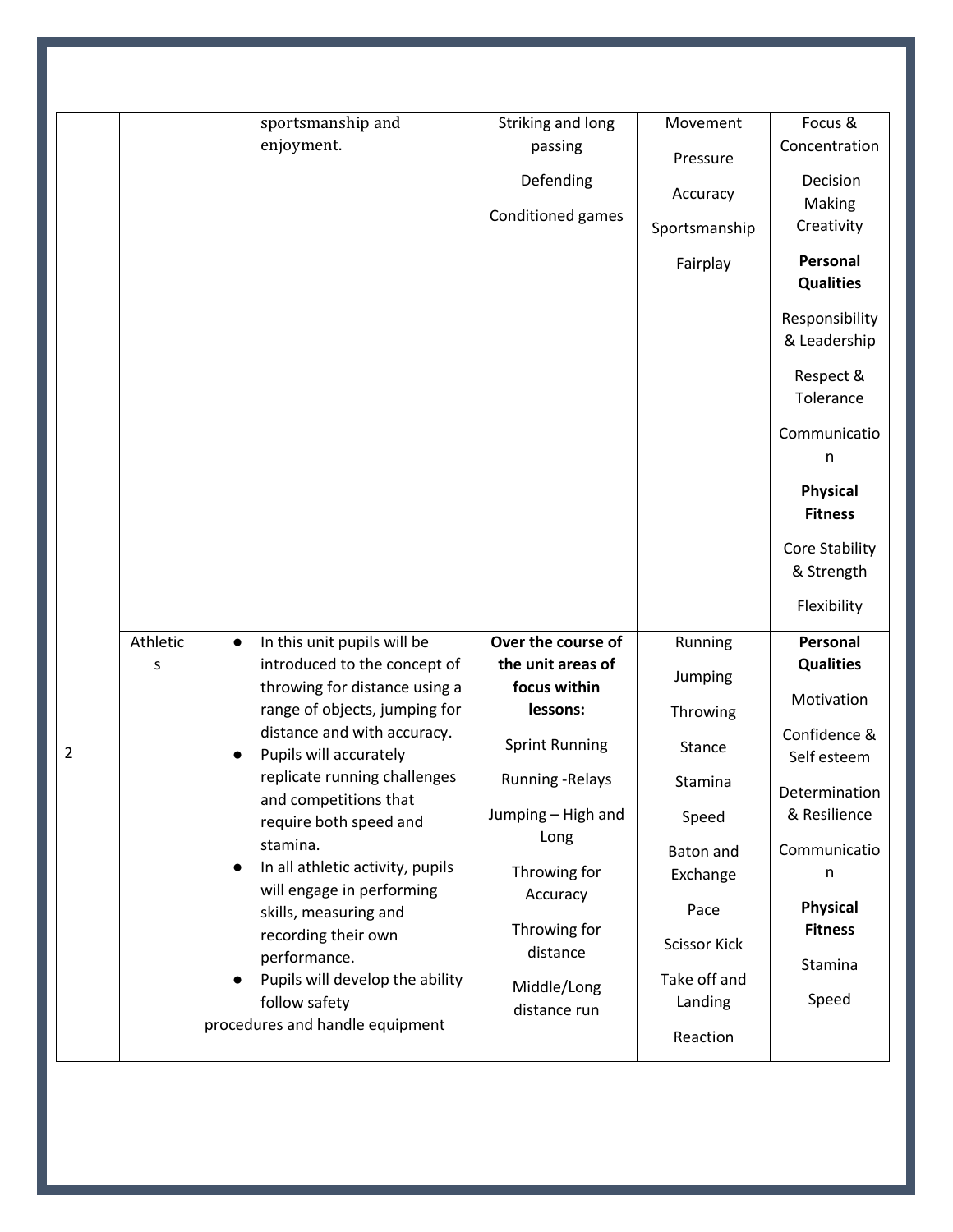| | | | | | |
|---|---|---|---|---|---|
| | | sportsmanship and enjoyment. | Striking and long passing<br><br>Defending<br><br>Conditioned games | Movement<br><br>Pressure<br><br>Accuracy<br><br>Sportsmanship<br><br>Fairplay | Focus & Concentration<br><br>Decision Making Creativity<br><br>**Personal Qualities**<br><br>Responsibility & Leadership<br><br>Respect & Tolerance<br><br>Communication<br><br>**Physical Fitness**<br><br>Core Stability & Strength<br><br>Flexibility |
| 2 | Athletics | ● In this unit pupils will be introduced to the concept of throwing for distance using a range of objects, jumping for distance and with accuracy.<br>● Pupils will accurately replicate running challenges and competitions that require both speed and stamina.<br>● In all athletic activity, pupils will engage in performing skills, measuring and recording their own performance.<br>● Pupils will develop the ability follow safety procedures and handle equipment | **Over the course of the unit areas of focus within lessons:**<br><br>Sprint Running<br><br>Running -Relays<br><br>Jumping – High and Long<br><br>Throwing for Accuracy<br><br>Throwing for distance<br><br>Middle/Long distance run | Running<br><br>Jumping<br><br>Throwing<br><br>Stance<br><br>Stamina<br><br>Speed<br><br>Baton and Exchange<br><br>Pace<br><br>Scissor Kick<br><br>Take off and Landing<br><br>Reaction | **Personal Qualities**<br><br>Motivation<br><br>Confidence & Self esteem<br><br>Determination & Resilience<br><br>Communication<br><br>**Physical Fitness**<br><br>Stamina<br><br>Speed |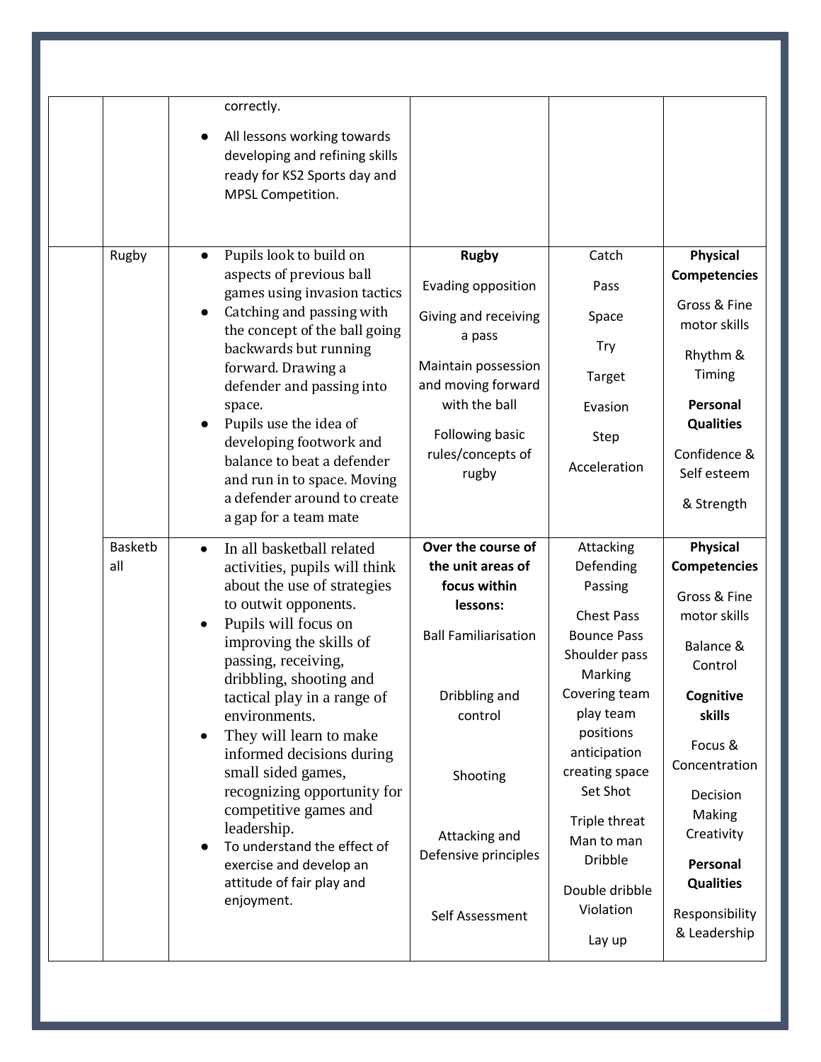| | | | | | |
|---|---|---|---|---|---|
| | | correctly.<br>● All lessons working towards developing and refining skills ready for KS2 Sports day and MPSL Competition. | | | |
| | Rugby | ● Pupils look to build on aspects of previous ball games using invasion tactics<br>● Catching and passing with the concept of the ball going backwards but running forward. Drawing a defender and passing into space.<br>● Pupils use the idea of developing footwork and balance to beat a defender and run in to space. Moving a defender around to create a gap for a team mate | **Rugby**<br>Evading opposition<br>Giving and receiving a pass<br>Maintain possession and moving forward with the ball<br>Following basic rules/concepts of rugby | Catch<br>Pass<br>Space<br>Try<br>Target<br>Evasion<br>Step<br>Acceleration | **Physical Competencies**<br>Gross & Fine motor skills<br>Rhythm & Timing<br>**Personal Qualities**<br>Confidence & Self esteem<br>& Strength |
| | Basketball | ● In all basketball related activities, pupils will think about the use of strategies to outwit opponents.<br>● Pupils will focus on improving the skills of passing, receiving, dribbling, shooting and tactical play in a range of environments.<br>● They will learn to make informed decisions during small sided games, recognizing opportunity for competitive games and leadership.<br>● To understand the effect of exercise and develop an attitude of fair play and enjoyment. | **Over the course of the unit areas of focus within lessons:**<br>Ball Familiarisation<br>Dribbling and control<br>Shooting<br>Attacking and Defensive principles<br>Self Assessment | Attacking<br>Defending<br>Passing<br>Chest Pass<br>Bounce Pass<br>Shoulder pass<br>Marking<br>Covering team play team positions<br>anticipation<br>creating space<br>Set Shot<br>Triple threat<br>Man to man<br>Dribble<br>Double dribble<br>Violation<br>Lay up | **Physical Competencies**<br>Gross & Fine motor skills<br>Balance & Control<br>**Cognitive skills**<br>Focus & Concentration<br>Decision Making Creativity<br>**Personal Qualities**<br>Responsibility & Leadership |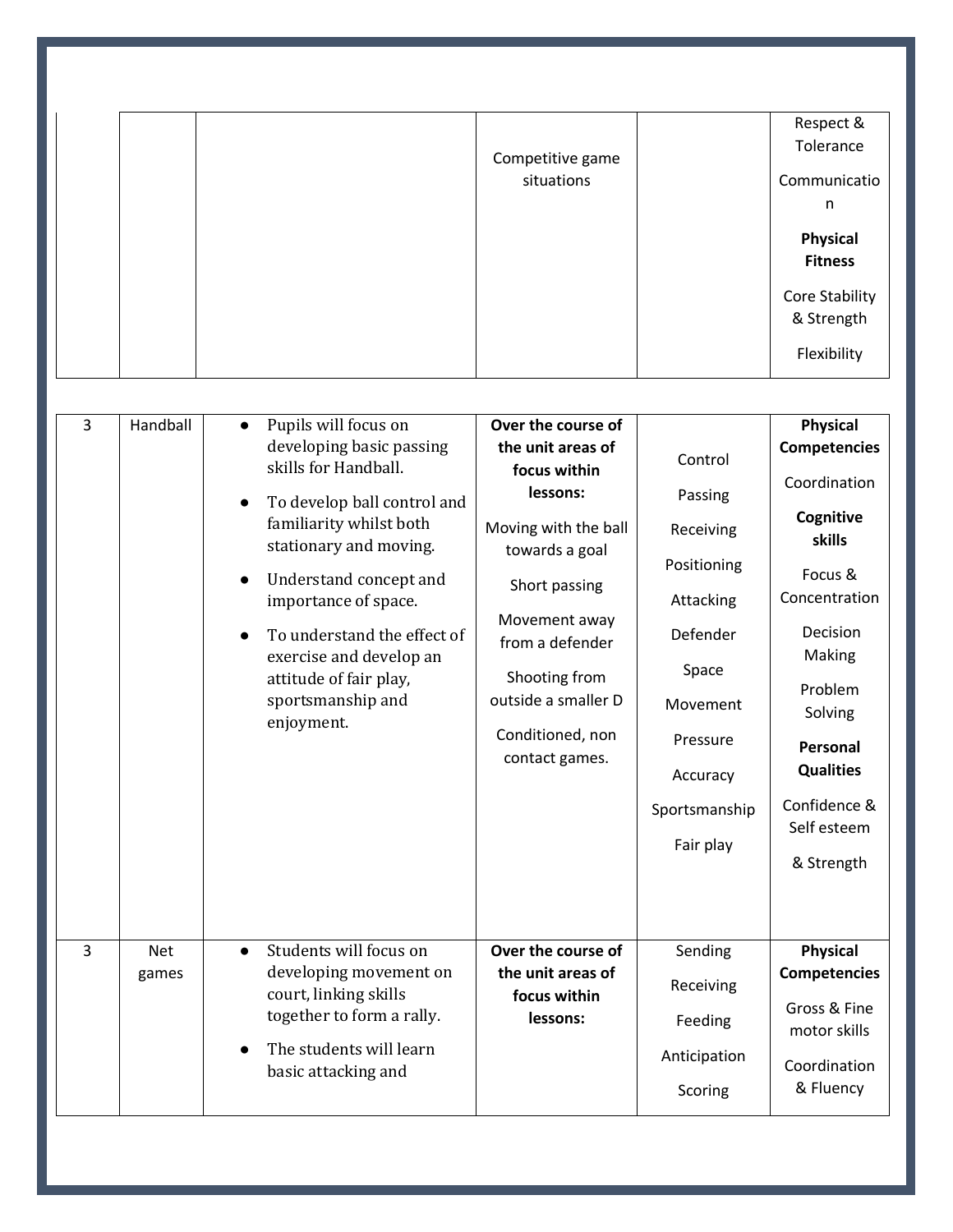| | | | | | |
|---|---|---|---|---|---|
| | | | Competitive game situations | | Respect & Tolerance<br><br>Communication<br><br>**Physical Fitness**<br><br>Core Stability & Strength<br><br>Flexibility |

| | | | | | |
|---|---|---|---|---|---|
| 3 | Handball | ● Pupils will focus on developing basic passing skills for Handball.<br><br>● To develop ball control and familiarity whilst both stationary and moving.<br><br>● Understand concept and importance of space.<br><br>● To understand the effect of exercise and develop an attitude of fair play, sportsmanship and enjoyment. | **Over the course of the unit areas of focus within lessons:**<br><br>Moving with the ball towards a goal<br><br>Short passing<br><br>Movement away from a defender<br><br>Shooting from outside a smaller D<br><br>Conditioned, non contact games. | Control<br><br>Passing<br><br>Receiving<br><br>Positioning<br><br>Attacking<br><br>Defender<br><br>Space<br><br>Movement<br><br>Pressure<br><br>Accuracy<br><br>Sportsmanship<br><br>Fair play | **Physical Competencies**<br><br>Coordination<br><br>**Cognitive skills**<br><br>Focus & Concentration<br><br>Decision Making<br><br>Problem Solving<br><br>**Personal Qualities**<br><br>Confidence & Self esteem<br><br>& Strength |
| 3 | Net games | ● Students will focus on developing movement on court, linking skills together to form a rally.<br><br>● The students will learn basic attacking and | **Over the course of the unit areas of focus within lessons:** | Sending<br><br>Receiving<br><br>Feeding<br><br>Anticipation<br><br>Scoring | **Physical Competencies**<br><br>Gross & Fine motor skills<br><br>Coordination & Fluency |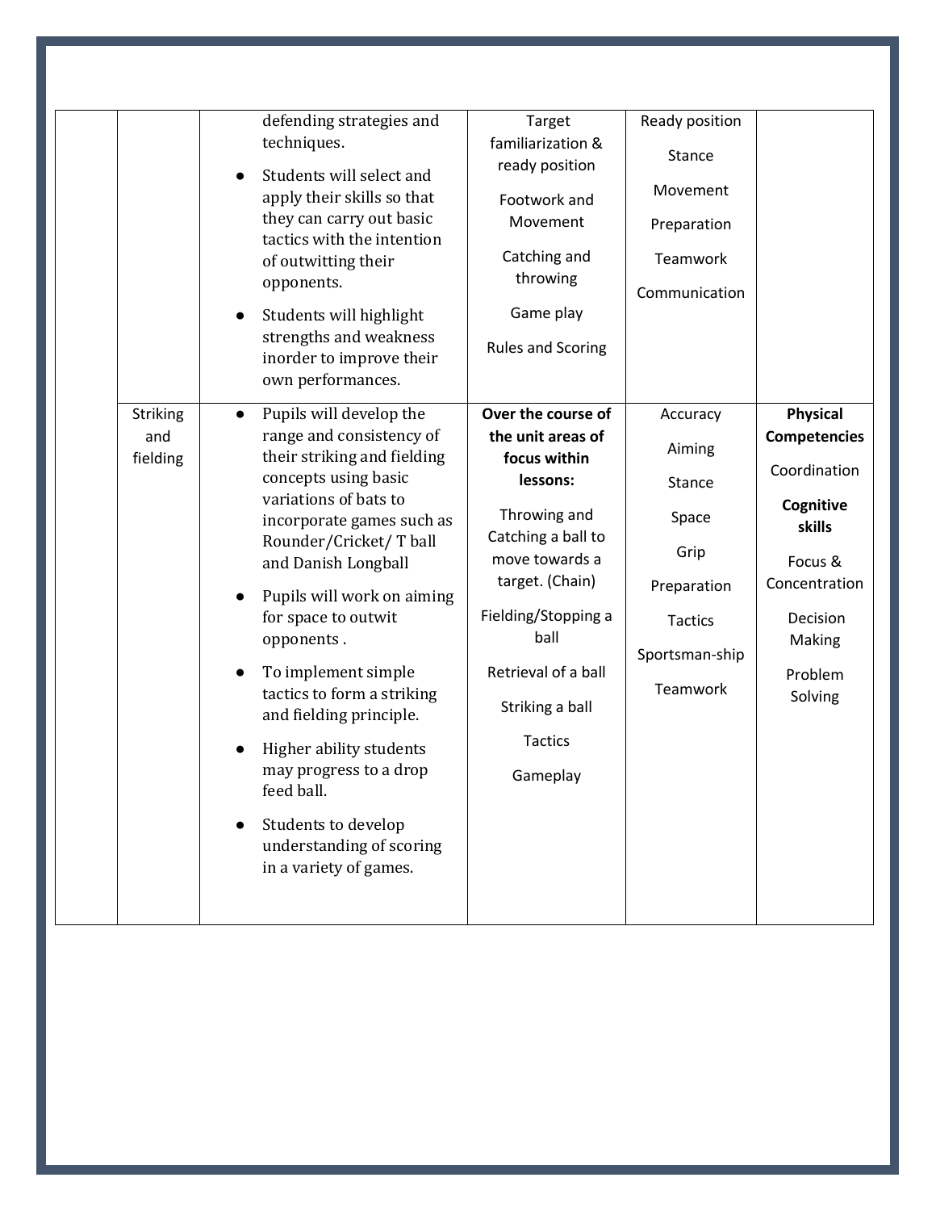| | | | | | |
|---|---|---|---|---|---|
| | | defending strategies and techniques.<br>● Students will select and apply their skills so that they can carry out basic tactics with the intention of outwitting their opponents.<br>● Students will highlight strengths and weakness inorder to improve their own performances. | Target familiarization & ready position<br><br>Footwork and Movement<br><br>Catching and throwing<br><br>Game play<br><br>Rules and Scoring | Ready position<br><br>Stance<br><br>Movement<br><br>Preparation<br><br>Teamwork<br><br>Communication | |
| | Striking and fielding | ● Pupils will develop the range and consistency of their striking and fielding concepts using basic variations of bats to incorporate games such as Rounder/Cricket/ T ball and Danish Longball<br>● Pupils will work on aiming for space to outwit opponents .<br>● To implement simple tactics to form a striking and fielding principle.<br>● Higher ability students may progress to a drop feed ball.<br>● Students to develop understanding of scoring in a variety of games. | **Over the course of the unit areas of focus within lessons:**<br><br>Throwing and Catching a ball to move towards a target. (Chain)<br><br>Fielding/Stopping a ball<br><br>Retrieval of a ball<br><br>Striking a ball<br><br>Tactics<br><br>Gameplay | Accuracy<br><br>Aiming<br><br>Stance<br><br>Space<br><br>Grip<br><br>Preparation<br><br>Tactics<br><br>Sportsman-ship<br><br>Teamwork | **Physical Competencies**<br><br>Coordination<br><br>**Cognitive skills**<br><br>Focus & Concentration<br><br>Decision Making<br><br>Problem Solving |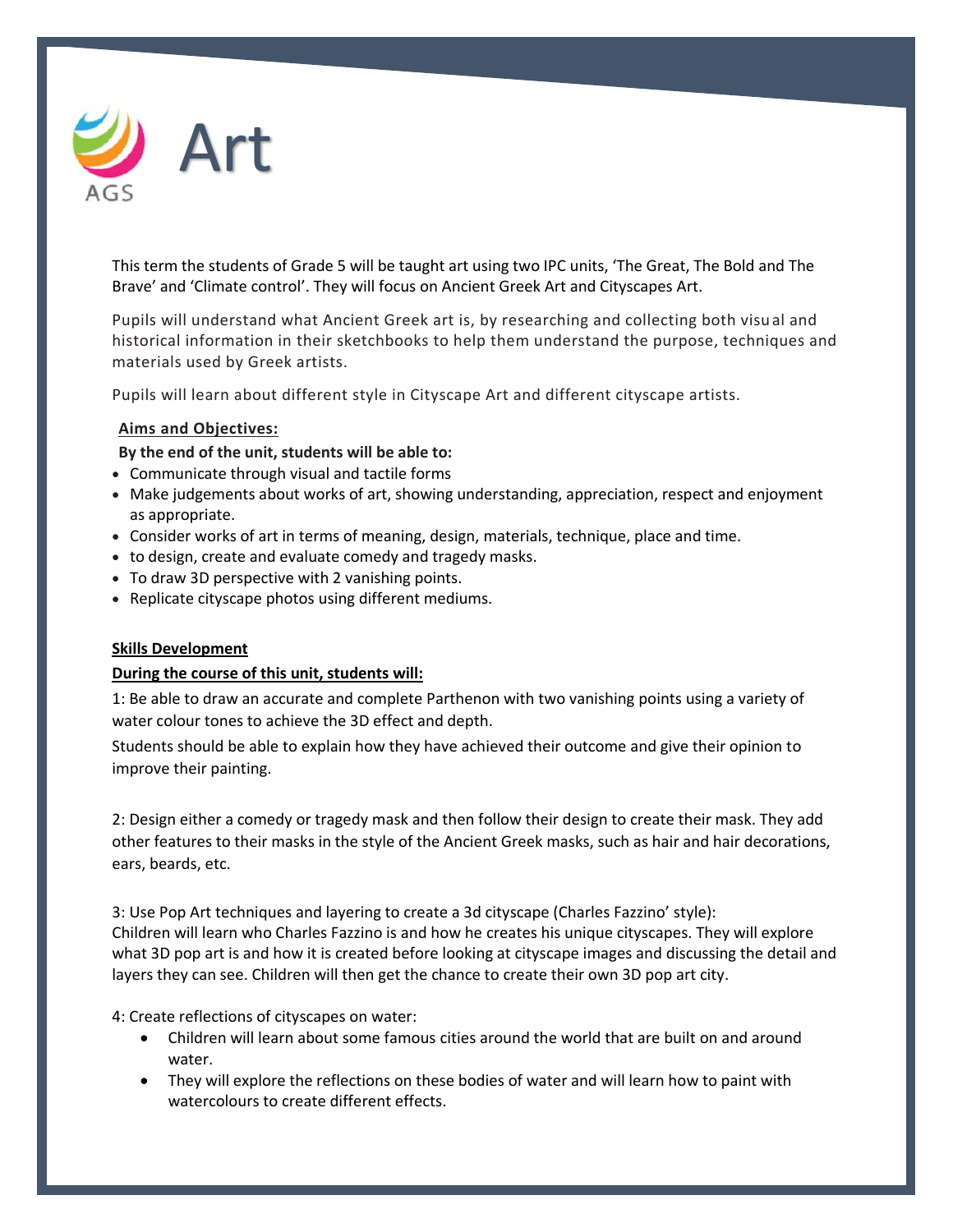AGS

# Art

This term the students of Grade 5 will be taught art using two IPC units, 'The Great, The Bold and The Brave' and 'Climate control'. They will focus on Ancient Greek Art and Cityscapes Art.

Pupils will understand what Ancient Greek art is, by researching and collecting both visual and historical information in their sketchbooks to help them understand the purpose, techniques and materials used by Greek artists.

Pupils will learn about different style in Cityscape Art and different cityscape artists.

**Aims and Objectives:**

**By the end of the unit, students will be able to:**

- Communicate through visual and tactile forms
- Make judgements about works of art, showing understanding, appreciation, respect and enjoyment as appropriate.
- Consider works of art in terms of meaning, design, materials, technique, place and time.
- to design, create and evaluate comedy and tragedy masks.
- To draw 3D perspective with 2 vanishing points.
- Replicate cityscape photos using different mediums.

**Skills Development**

**During the course of this unit, students will:**

1: Be able to draw an accurate and complete Parthenon with two vanishing points using a variety of water colour tones to achieve the 3D effect and depth.

Students should be able to explain how they have achieved their outcome and give their opinion to improve their painting.

2: Design either a comedy or tragedy mask and then follow their design to create their mask. They add other features to their masks in the style of the Ancient Greek masks, such as hair and hair decorations, ears, beards, etc.

3: Use Pop Art techniques and layering to create a 3d cityscape (Charles Fazzino' style):
Children will learn who Charles Fazzino is and how he creates his unique cityscapes. They will explore what 3D pop art is and how it is created before looking at cityscape images and discussing the detail and layers they can see. Children will then get the chance to create their own 3D pop art city.

4: Create reflections of cityscapes on water:

- Children will learn about some famous cities around the world that are built on and around water.
- They will explore the reflections on these bodies of water and will learn how to paint with watercolours to create different effects.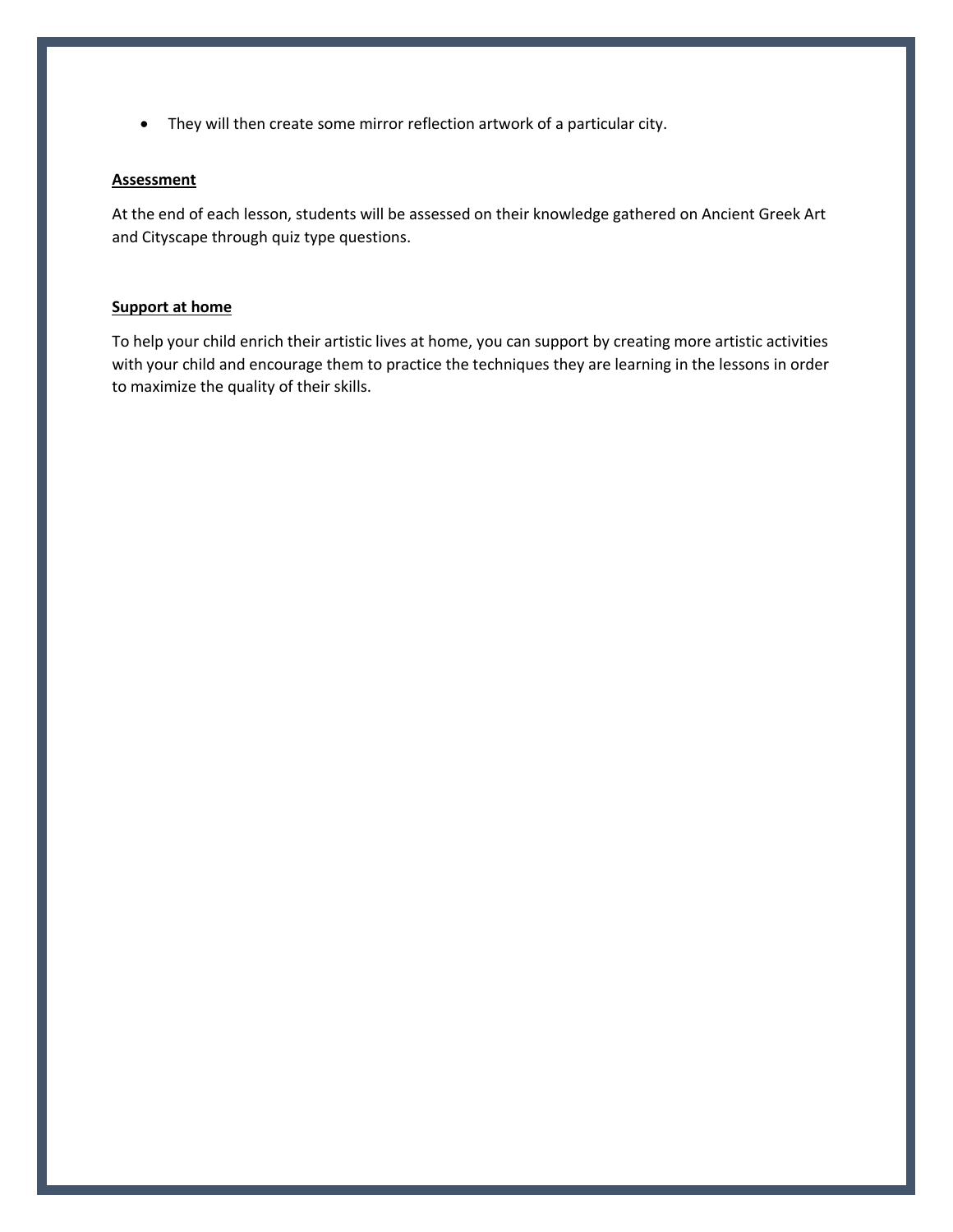- They will then create some mirror reflection artwork of a particular city.

**Assessment**

At the end of each lesson, students will be assessed on their knowledge gathered on Ancient Greek Art and Cityscape through quiz type questions.

**Support at home**

To help your child enrich their artistic lives at home, you can support by creating more artistic activities with your child and encourage them to practice the techniques they are learning in the lessons in order to maximize the quality of their skills.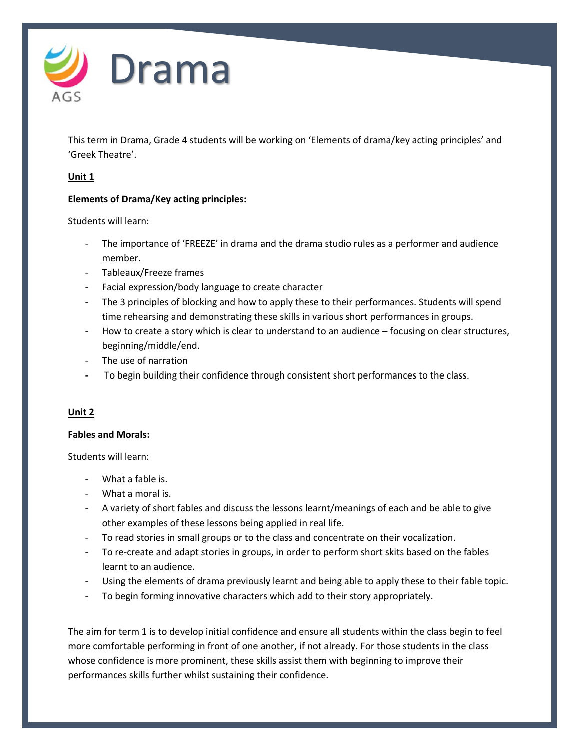# Drama

This term in Drama, Grade 4 students will be working on 'Elements of drama/key acting principles' and 'Greek Theatre'.

**Unit 1**

**Elements of Drama/Key acting principles:**

Students will learn:

- The importance of 'FREEZE' in drama and the drama studio rules as a performer and audience member.
- Tableaux/Freeze frames
- Facial expression/body language to create character
- The 3 principles of blocking and how to apply these to their performances. Students will spend time rehearsing and demonstrating these skills in various short performances in groups.
- How to create a story which is clear to understand to an audience – focusing on clear structures, beginning/middle/end.
- The use of narration
- To begin building their confidence through consistent short performances to the class.

**Unit 2**

**Fables and Morals:**

Students will learn:

- What a fable is.
- What a moral is.
- A variety of short fables and discuss the lessons learnt/meanings of each and be able to give other examples of these lessons being applied in real life.
- To read stories in small groups or to the class and concentrate on their vocalization.
- To re-create and adapt stories in groups, in order to perform short skits based on the fables learnt to an audience.
- Using the elements of drama previously learnt and being able to apply these to their fable topic.
- To begin forming innovative characters which add to their story appropriately.

The aim for term 1 is to develop initial confidence and ensure all students within the class begin to feel more comfortable performing in front of one another, if not already. For those students in the class whose confidence is more prominent, these skills assist them with beginning to improve their performances skills further whilst sustaining their confidence.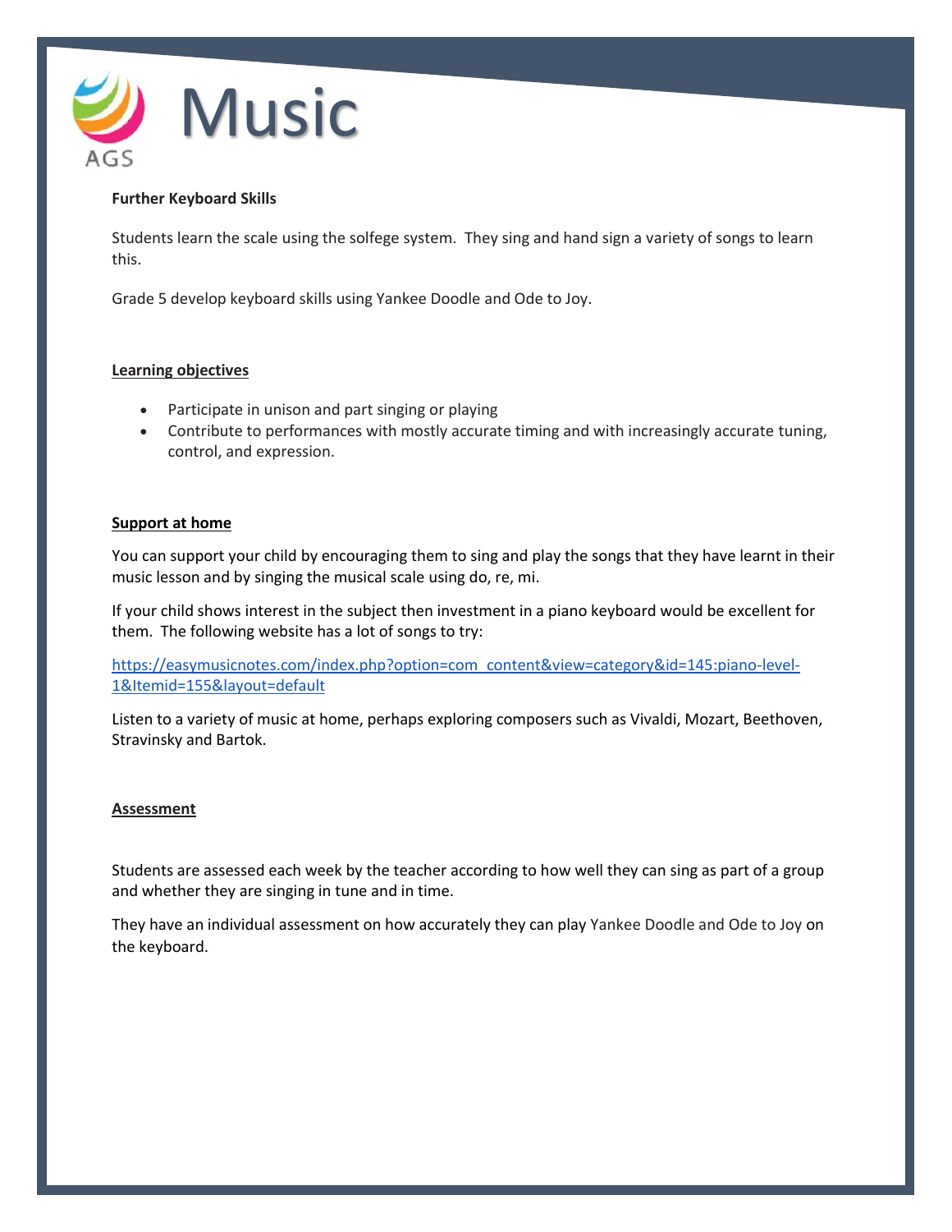# Music

**Further Keyboard Skills**

Students learn the scale using the solfege system. They sing and hand sign a variety of songs to learn this.

Grade 5 develop keyboard skills using Yankee Doodle and Ode to Joy.

**Learning objectives**

- Participate in unison and part singing or playing
- Contribute to performances with mostly accurate timing and with increasingly accurate tuning, control, and expression.

**Support at home**

You can support your child by encouraging them to sing and play the songs that they have learnt in their music lesson and by singing the musical scale using do, re, mi.

If your child shows interest in the subject then investment in a piano keyboard would be excellent for them. The following website has a lot of songs to try:

https://easymusicnotes.com/index.php?option=com_content&view=category&id=145:piano-level-1&Itemid=155&layout=default

Listen to a variety of music at home, perhaps exploring composers such as Vivaldi, Mozart, Beethoven, Stravinsky and Bartok.

**Assessment**

Students are assessed each week by the teacher according to how well they can sing as part of a group and whether they are singing in tune and in time.

They have an individual assessment on how accurately they can play Yankee Doodle and Ode to Joy on the keyboard.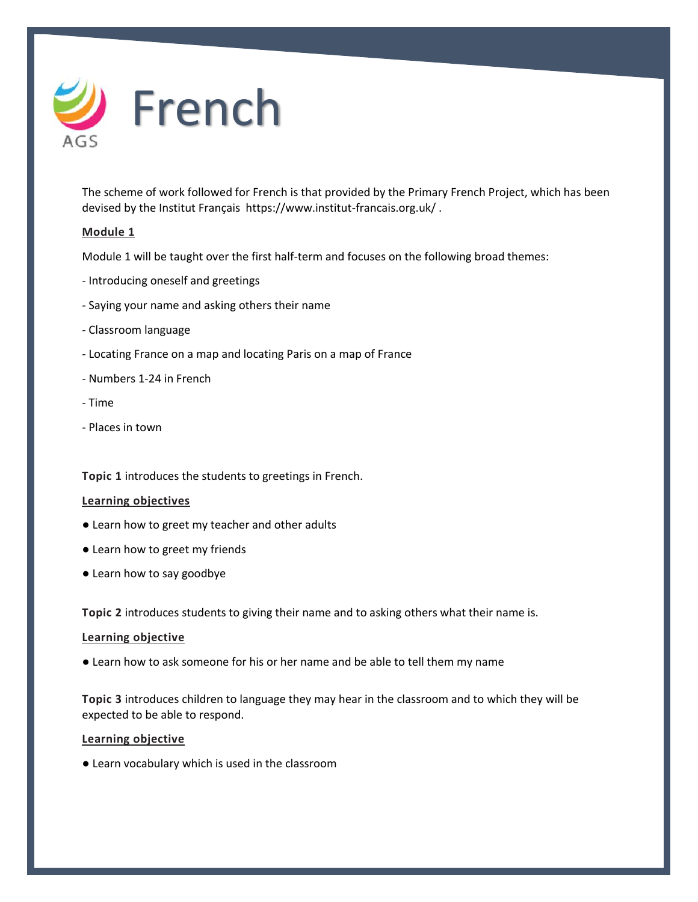# French

The scheme of work followed for French is that provided by the Primary French Project, which has been devised by the Institut Français https://www.institut-francais.org.uk/ .

**Module 1**

Module 1 will be taught over the first half-term and focuses on the following broad themes:

- Introducing oneself and greetings
- Saying your name and asking others their name
- Classroom language
- Locating France on a map and locating Paris on a map of France
- Numbers 1-24 in French
- Time
- Places in town

**Topic 1** introduces the students to greetings in French.

**Learning objectives**

- Learn how to greet my teacher and other adults
- Learn how to greet my friends
- Learn how to say goodbye

**Topic 2** introduces students to giving their name and to asking others what their name is.

**Learning objective**

- Learn how to ask someone for his or her name and be able to tell them my name

**Topic 3** introduces children to language they may hear in the classroom and to which they will be expected to be able to respond.

**Learning objective**

- Learn vocabulary which is used in the classroom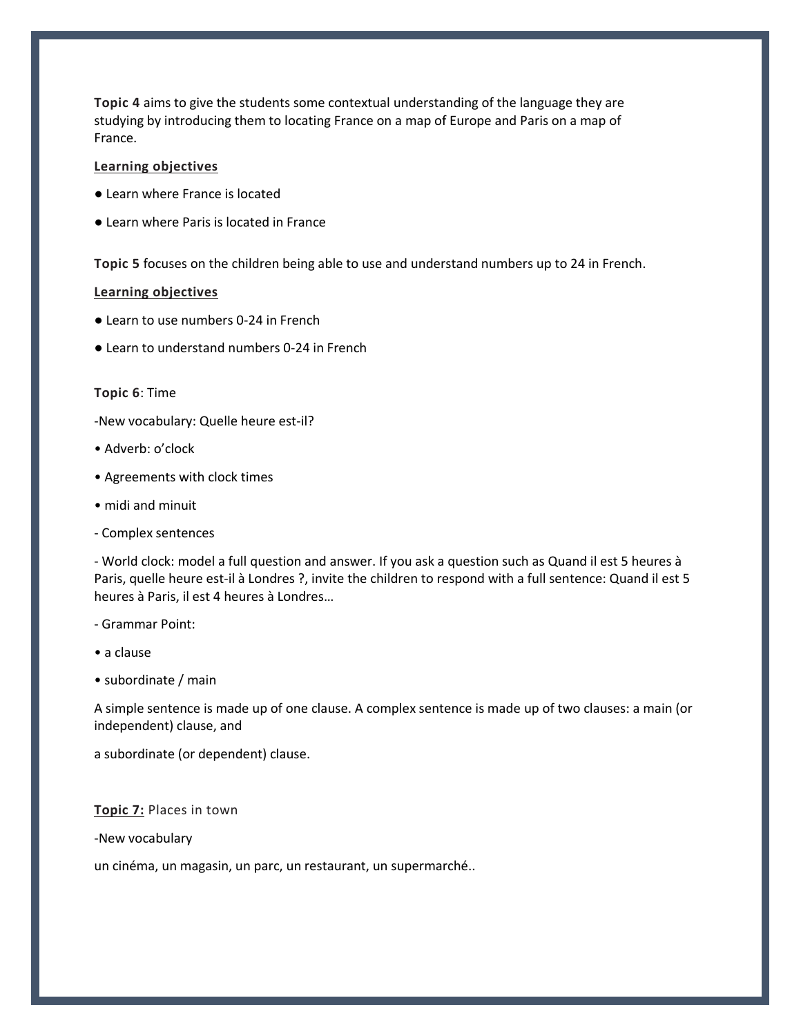**Topic 4** aims to give the students some contextual understanding of the language they are studying by introducing them to locating France on a map of Europe and Paris on a map of France.

**Learning objectives**

● Learn where France is located

● Learn where Paris is located in France

**Topic 5** focuses on the children being able to use and understand numbers up to 24 in French.

**Learning objectives**

● Learn to use numbers 0-24 in French

● Learn to understand numbers 0-24 in French

**Topic 6**: Time

-New vocabulary: Quelle heure est-il?

• Adverb: o'clock

• Agreements with clock times

• midi and minuit

- Complex sentences

- World clock: model a full question and answer. If you ask a question such as Quand il est 5 heures à Paris, quelle heure est-il à Londres ?, invite the children to respond with a full sentence: Quand il est 5 heures à Paris, il est 4 heures à Londres…

- Grammar Point:

• a clause

• subordinate / main

A simple sentence is made up of one clause. A complex sentence is made up of two clauses: a main (or independent) clause, and

a subordinate (or dependent) clause.

**Topic 7:** Places in town

-New vocabulary

un cinéma, un magasin, un parc, un restaurant, un supermarché..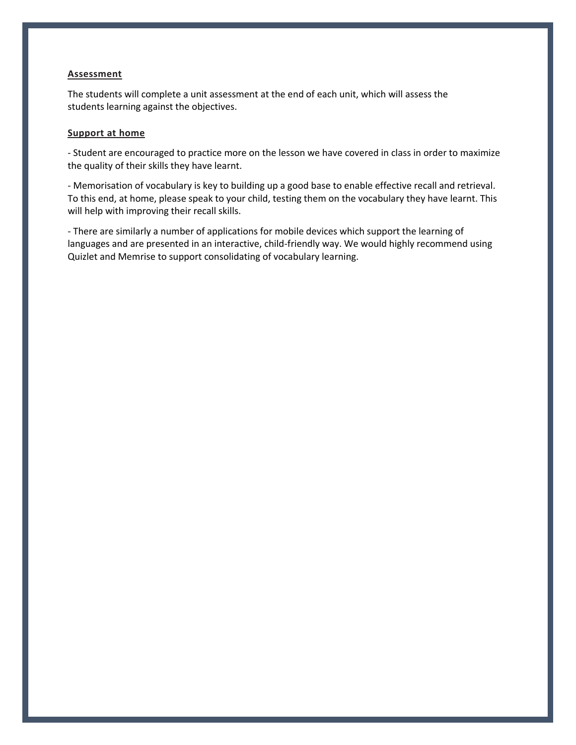**Assessment**

The students will complete a unit assessment at the end of each unit, which will assess the students learning against the objectives.

**Support at home**

- Student are encouraged to practice more on the lesson we have covered in class in order to maximize the quality of their skills they have learnt.

- Memorisation of vocabulary is key to building up a good base to enable effective recall and retrieval. To this end, at home, please speak to your child, testing them on the vocabulary they have learnt. This will help with improving their recall skills.

- There are similarly a number of applications for mobile devices which support the learning of languages and are presented in an interactive, child-friendly way. We would highly recommend using Quizlet and Memrise to support consolidating of vocabulary learning.